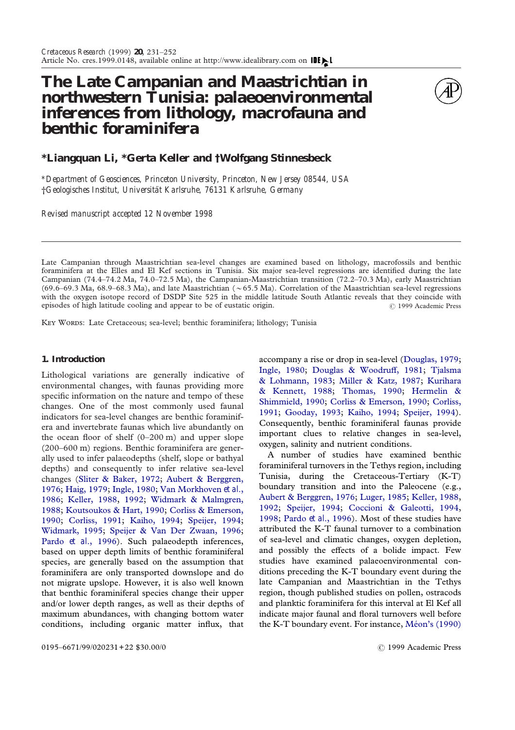# The Late Campanian and Maastrichtian in northwestern Tunisia: palaeoenvironmental inferences from lithology, macrofauna and benthic foraminifera

**\*Liangquan Li, \*Gerta Keller and †Wolfgang Stinnesbeck**

*\*Department of Geosciences, Princeton University, Princeton, New Jersey 08544, USA*
*†Geologisches Institut, Universität Karlsruhe, 76131 Karlsruhe, Germany*

*Revised manuscript accepted 12 November 1998*

Late Campanian through Maastrichtian sea-level changes are examined based on lithology, macrofossils and benthic foraminifera at the Elles and El Kef sections in Tunisia. Six major sea-level regressions are identified during the late Campanian (74.4–74.2 Ma, 74.0–72.5 Ma), the Campanian-Maastrichtian transition (72.2–70.3 Ma), early Maastrichtian (69.6–69.3 Ma, 68.9–68.3 Ma), and late Maastrichtian (~65.5 Ma). Correlation of the Maastrichtian sea-level regressions with the oxygen isotope record of DSDP Site 525 in the middle latitude South Atlantic reveals that they coincide with episodes of high latitude cooling and appear to be of eustatic origin. © 1999 Academic Press

KEY WORDS: Late Cretaceous; sea-level; benthic foraminifera; lithology; Tunisia

## 1. Introduction

Lithological variations are generally indicative of environmental changes, with faunas providing more specific information on the nature and tempo of these changes. One of the most commonly used faunal indicators for sea-level changes are benthic foraminifera and invertebrate faunas which live abundantly on the ocean floor of shelf (0–200 m) and upper slope (200–600 m) regions. Benthic foraminifera are generally used to infer palaeodepths (shelf, slope or bathyal depths) and consequently to infer relative sea-level changes (Sliter & Baker, 1972; Aubert & Berggren, 1976; Haig, 1979; Ingle, 1980; Van Morkhoven *et al.*, 1986; Keller, 1988, 1992; Widmark & Malmgren, 1988; Koutsoukos & Hart, 1990; Corliss & Emerson, 1990; Corliss, 1991; Kaiho, 1994; Speijer, 1994; Widmark, 1995; Speijer & Van Der Zwaan, 1996; Pardo *et al.*, 1996). Such palaeodepth inferences, based on upper depth limits of benthic foraminiferal species, are generally based on the assumption that foraminifera are only transported downslope and do not migrate upslope. However, it is also well known that benthic foraminiferal species change their upper and/or lower depth ranges, as well as their depths of maximum abundances, with changing bottom water conditions, including organic matter influx, that accompany a rise or drop in sea-level (Douglas, 1979; Ingle, 1980; Douglas & Woodruff, 1981; Tjalsma & Lohmann, 1983; Miller & Katz, 1987; Kurihara & Kennett, 1988; Thomas, 1990; Hermelin & Shimmield, 1990; Corliss & Emerson, 1990; Corliss, 1991; Gooday, 1993; Kaiho, 1994; Speijer, 1994). Consequently, benthic foraminiferal faunas provide important clues to relative changes in sea-level, oxygen, salinity and nutrient conditions.

A number of studies have examined benthic foraminiferal turnovers in the Tethys region, including Tunisia, during the Cretaceous-Tertiary (K-T) boundary transition and into the Paleocene (e.g., Aubert & Berggren, 1976; Luger, 1985; Keller, 1988, 1992; Speijer, 1994; Coccioni & Galeotti, 1994, 1998; Pardo *et al.*, 1996). Most of these studies have attributed the K-T faunal turnover to a combination of sea-level and climatic changes, oxygen depletion, and possibly the effects of a bolide impact. Few studies have examined palaeoenvironmental conditions preceding the K-T boundary event during the late Campanian and Maastrichtian in the Tethys region, though published studies on pollen, ostracods and planktic foraminifera for this interval at El Kef all indicate major faunal and floral turnovers well before the K-T boundary event. For instance, Méon's (1990)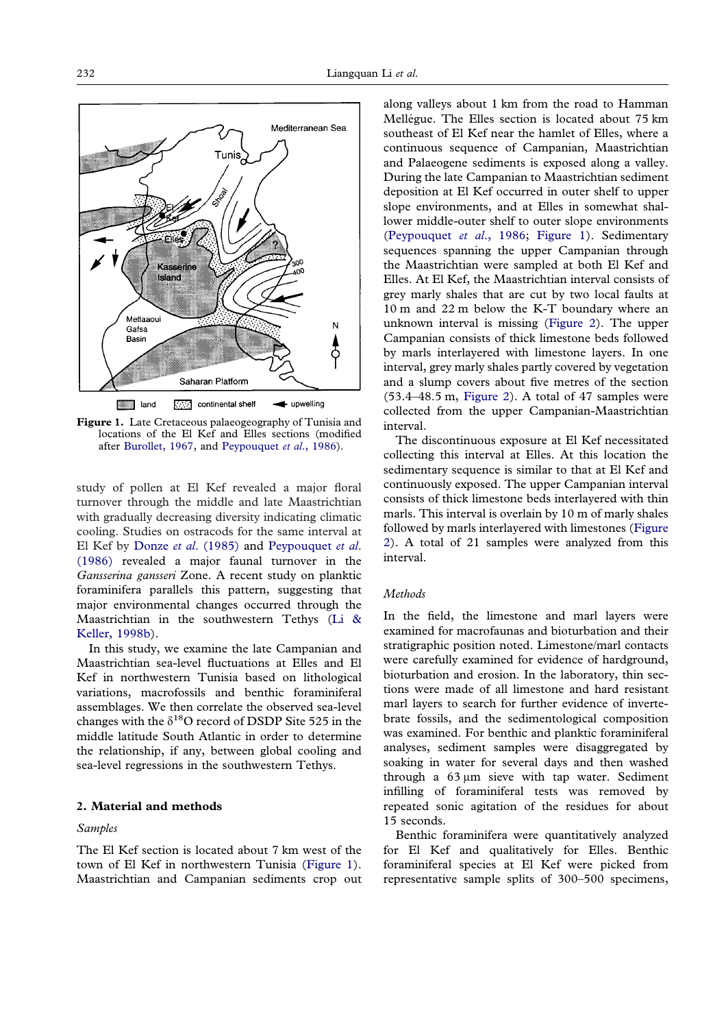Figure 1. Late Cretaceous palaeogeography of Tunisia and locations of the El Kef and Elles sections (modified after Burollet, 1967, and Peypouquet *et al.*, 1986).

study of pollen at El Kef revealed a major floral turnover through the middle and late Maastrichtian with gradually decreasing diversity indicating climatic cooling. Studies on ostracods for the same interval at El Kef by Donze *et al.* (1985) and Peypouquet *et al.* (1986) revealed a major faunal turnover in the *Gansserina gansseri* Zone. A recent study on planktic foraminifera parallels this pattern, suggesting that major environmental changes occurred through the Maastrichtian in the southwestern Tethys (Li & Keller, 1998b).

In this study, we examine the late Campanian and Maastrichtian sea-level fluctuations at Elles and El Kef in northwestern Tunisia based on lithological variations, macrofossils and benthic foraminiferal assemblages. We then correlate the observed sea-level changes with the $\delta^{18}O$ record of DSDP Site 525 in the middle latitude South Atlantic in order to determine the relationship, if any, between global cooling and sea-level regressions in the southwestern Tethys.

## 2. Material and methods

### Samples

The El Kef section is located about 7 km west of the town of El Kef in northwestern Tunisia (Figure 1). Maastrichtian and Campanian sediments crop out along valleys about 1 km from the road to Hamman Mellégue. The Elles section is located about 75 km southeast of El Kef near the hamlet of Elles, where a continuous sequence of Campanian, Maastrichtian and Palaeogene sediments is exposed along a valley. During the late Campanian to Maastrichtian sediment deposition at El Kef occurred in outer shelf to upper slope environments, and at Elles in somewhat shallower middle-outer shelf to outer slope environments (Peypouquet *et al.*, 1986; Figure 1). Sedimentary sequences spanning the upper Campanian through the Maastrichtian were sampled at both El Kef and Elles. At El Kef, the Maastrichtian interval consists of grey marly shales that are cut by two local faults at 10 m and 22 m below the K-T boundary where an unknown interval is missing (Figure 2). The upper Campanian consists of thick limestone beds followed by marls interlayered with limestone layers. In one interval, grey marly shales partly covered by vegetation and a slump covers about five metres of the section (53.4–48.5 m, Figure 2). A total of 47 samples were collected from the upper Campanian-Maastrichtian interval.

The discontinuous exposure at El Kef necessitated collecting this interval at Elles. At this location the sedimentary sequence is similar to that at El Kef and continuously exposed. The upper Campanian interval consists of thick limestone beds interlayered with thin marls. This interval is overlain by 10 m of marly shales followed by marls interlayered with limestones (Figure 2). A total of 21 samples were analyzed from this interval.

### Methods

In the field, the limestone and marl layers were examined for macrofaunas and bioturbation and their stratigraphic position noted. Limestone/marl contacts were carefully examined for evidence of hardground, bioturbation and erosion. In the laboratory, thin sections were made of all limestone and hard resistant marl layers to search for further evidence of invertebrate fossils, and the sedimentological composition was examined. For benthic and planktic foraminiferal analyses, sediment samples were disaggregated by soaking in water for several days and then washed through a 63 µm sieve with tap water. Sediment infilling of foraminiferal tests was removed by repeated sonic agitation of the residues for about 15 seconds.

Benthic foraminifera were quantitatively analyzed for El Kef and qualitatively for Elles. Benthic foraminiferal species at El Kef were picked from representative sample splits of 300–500 specimens,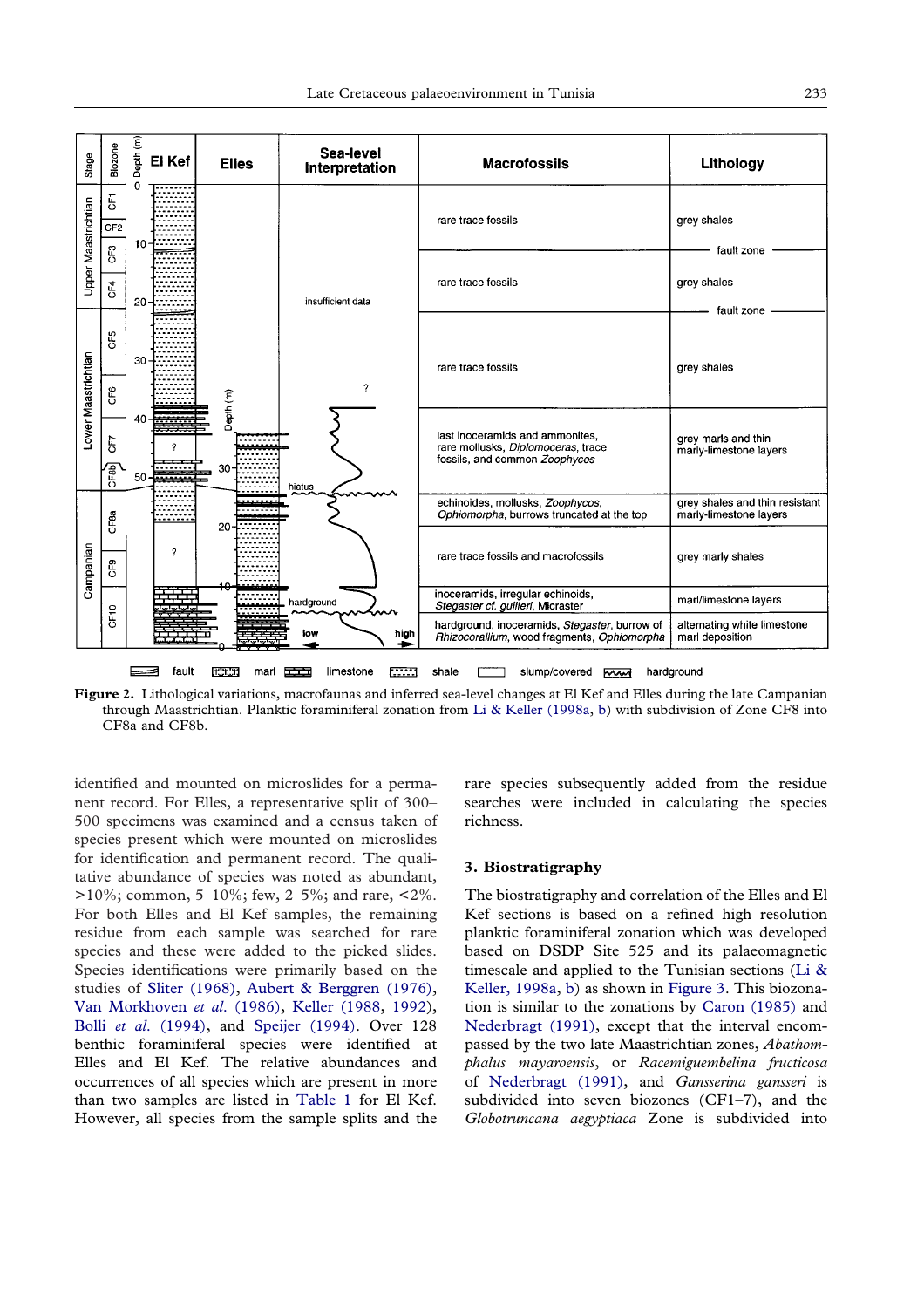**Figure 2.** Lithological variations, macrofaunas and inferred sea-level changes at El Kef and Elles during the late Campanian through Maastrichtian. Planktic foraminiferal zonation from Li & Keller (1998a, b) with subdivision of Zone CF8 into CF8a and CF8b.

identified and mounted on microslides for a permanent record. For Elles, a representative split of 300–500 specimens was examined and a census taken of species present which were mounted on microslides for identification and permanent record. The qualitative abundance of species was noted as abundant, >10%; common, 5–10%; few, 2–5%; and rare, <2%. For both Elles and El Kef samples, the remaining residue from each sample was searched for rare species and these were added to the picked slides. Species identifications were primarily based on the studies of Sliter (1968), Aubert & Berggren (1976), Van Morkhoven *et al.* (1986), Keller (1988, 1992), Bolli *et al.* (1994), and Speijer (1994). Over 128 benthic foraminiferal species were identified at Elles and El Kef. The relative abundances and occurrences of all species which are present in more than two samples are listed in Table 1 for El Kef. However, all species from the sample splits and the rare species subsequently added from the residue searches were included in calculating the species richness.

## 3. Biostratigraphy

The biostratigraphy and correlation of the Elles and El Kef sections is based on a refined high resolution planktic foraminiferal zonation which was developed based on DSDP Site 525 and its palaeomagnetic timescale and applied to the Tunisian sections (Li & Keller, 1998a, b) as shown in Figure 3. This biozonation is similar to the zonations by Caron (1985) and Nederbragt (1991), except that the interval encompassed by the two late Maastrichtian zones, *Abathomphalus mayaroensis*, or *Racemiguembelina fructicosa* of Nederbragt (1991), and *Gansserina gansseri* is subdivided into seven biozones (CF1–7), and the *Globotruncana aegyptiaca* Zone is subdivided into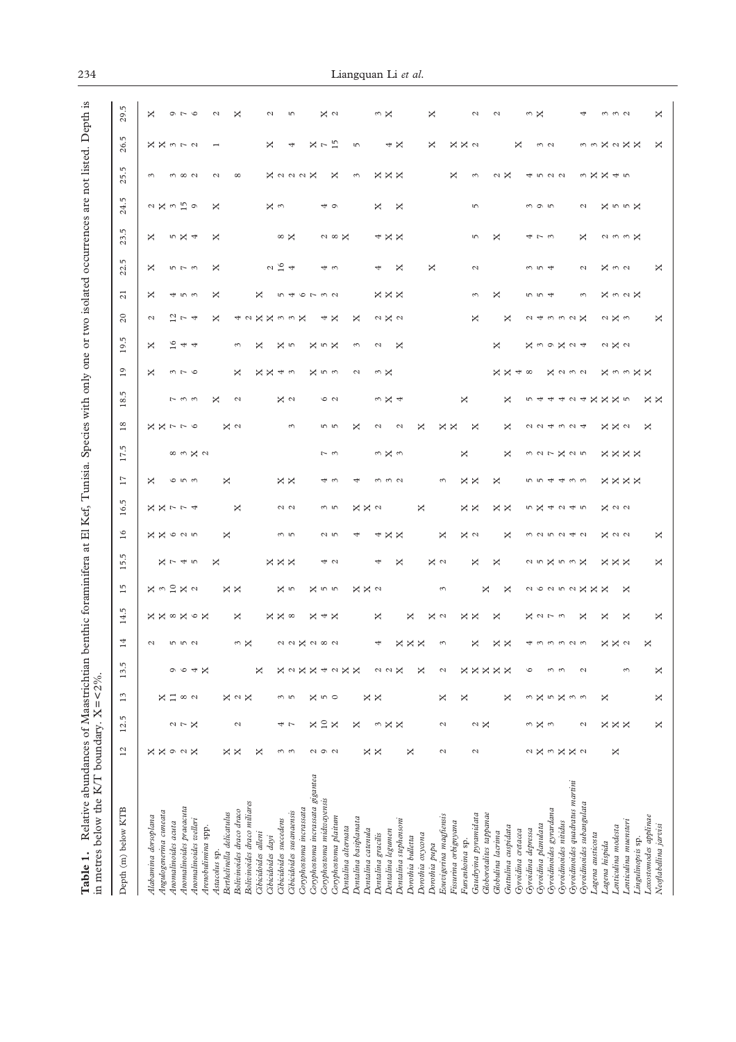**Table 1.** Relative abundances of Maastrichtian benthic foraminifera at El Kef, Tunisia. Species with only one or two isolated occurrences are not listed. Depth is in metres below the K/T boundary. X = < 2%.

| Depth (m) below KTB | 12 | 12.5 | 13 | 13.5 | 14 | 14.5 | 15 | 15.5 | 16 | 16.5 | 17 | 17.5 | 18 | 18.5 | 19 | 19.5 | 20 | 21 | 22.5 | 23.5 | 24.5 | 25.5 | 26.5 | 29.5 |
|---|---|---|---|---|---|---|---|---|---|---|---|---|---|---|---|---|---|---|---|---|---|---|---|---|
| *Alabamina dorsoplana* | X | | | | 2 | X | X | | X | X | X | | X | | X | X | 2 | X | X | X | 2 | 3 | X | X |
| *Angulogenerina cuneata* | X | | X | | | X | 3 | X | X | X | | | X | | | | | | | | X | | X | |
| *Anomalinoides acuta* | 6 | 2 | 11 | 9 | 5 | 8 | 10 | 7 | 6 | 7 | 6 | 8 | 7 | 7 | 3 | 16 | 12 | 4 | 5 | 5 | 3 | 3 | 3 | 9 |
| *Anomalinoides praeacuta* | 2 | 7 | 8 | 6 | 5 | X | X | 4 | 2 | 7 | 5 | 3 | 7 | 3 | 7 | 4 | 7 | 5 | 7 | X | 15 | 8 | 7 | 7 |
| *Anomalinoides welleri* | X | X | 2 | 4 | 2 | 6 | 2 | 5 | 5 | 4 | 3 | X | 6 | 3 | 6 | 4 | 4 | 3 | 3 | 4 | 9 | 2 | 2 | 6 |
| *Arenobulimina* spp. | | | | X | | X | | | | | | 2 | | | | | | | | | | | | |
| *Astacolus* sp. | | | | | | | | X | | | | | | X | | | X | X | X | X | X | 2 | 1 | 2 |
| *Berthelinella delicatulus* | X | | X | | | | X | | X | | X | | X | | | | | | | | | | | |
| *Bolivinoides draco draco* | X | 2 | 2 | | 3 | X | X | | | X | | | 2 | 2 | | | | | | | | 8 | | X |
| *Bolivinoides draco miliaris* | | | X | | X | | | | | | | | | | X | 3 | 4 | | | | | | | |
| *Cibicidoides alleni* | X | | | X | | | | | | | | | | | X | X | 2 | X | | | | | | |
| *Cibicidoides dayi* | | | | | | X | | X | | | | | | | X | | X | | | | | | | |
| *Cibicidoides succedens* | 3 | 4 | 3 | X | 2 | X | X | X | 3 | 2 | X | | | X | 4 | X | X | 5 | 2 | | X | X | X | 2 |
| *Cibicidoides susanaensis* | 3 | 7 | 5 | 2 | 2 | 8 | 5 | X | 5 | 2 | X | | 3 | 2 | 3 | 5 | 3 | 4 | 16 | 8 | 3 | 2 | | 5 |
| *Coryphostoma incrassata* | | | | X | X | | | | | | | | | | | | 3 | 6 | 4 | X | | 2 | 4 | |
| *Coryphostoma incrassata gigantea* | 2 | X | X | X | 2 | X | X | | | | | | | | X | X | X | 7 | | | | 2 | X | |
| *Coryphostoma midwayensis* | 9 | 10 | 5 | 4 | 8 | 4 | 5 | 4 | 2 | 3 | 4 | 7 | 5 | 6 | 5 | 5 | 4 | 3 | 4 | 2 | 4 | X | 7 | X |
| *Coryphostoma plaitum* | 2 | X | 6 | 2 | 2 | X | 5 | 2 | 5 | 5 | 3 | 3 | 5 | 2 | 3 | X | X | 2 | 3 | 8 | 9 | X | 15 | 2 |
| *Dentalina alternata* | | | | X | | | | | | | | | | | | | | | | X | | | | |
| *Dentalina basiplanata* | | X | | X | | | X | | 4 | X | 4 | | X | | 2 | 3 | X | | | | | 3 | 5 | |
| *Dentalina catenula* | X | | X | | | | X | | | X | | | | | | | | | | | | | | |
| *Dentalina gracilis* | X | 3 | X | 2 | 4 | X | 2 | 4 | 4 | 2 | 3 | 3 | 2 | 3 | 3 | 2 | 2 | X | 4 | 4 | X | X | | 3 |
| *Dentalina legumen* | | X | | 2 | | | | | X | | 3 | X | | X | X | | X | X | | X | | X | 4 | X |
| *Dentalina stephensoni* | | X | | X | X | | | X | X | | 2 | 3 | 2 | 4 | | X | 2 | X | X | X | X | X | X | |
| *Dorothia bulletta* | X | | | | X | X | | | | | | | | | | | | | | | | | | |
| *Dorothia oxycona* | | | | X | X | | | | | X | | | X | | | | | | | | | | | |
| *Dorothia pupa* | | | | | | X | | X | | | | | | | | | | | X | | | | X | X |
| *Eouvigerina maqfiensis* | 2 | 2 | X | 2 | 3 | 2 | 3 | 2 | X | | 3 | | | | | | | | | | | | | |
| *Fissurina orbignyana* | | | | | | | | | | | | | X | X | | | | | | | | | X | |
| *Fursenkoina* sp. | | | X | X | | X | | | | | | X | X | | | | | | | | | X | X | |
| *Gaudryina pyramidata* | 2 | | | X | X | X | | X | X | X | X | | X | | | | X | 3 | 2 | 5 | 5 | 3 | 2 | 2 |
| *Globorotalites tappanae* | | X | | X | | | X | | 2 | X | X | | | | | X | | | | | | | | |
| *Globulina lacrima* | | | | X | X | X | | X | | X | X | X | X | X | X | | X | X | | X | | 2 | | |
| *Guttulina cuspidata* | | | X | X | X | | X | | X | X | | | | | X | | | | | | | X | | 2 |
| *Gyroidina cretacea* | | | | | | | | | | | | | | | 4 | | | | | | | | X | |
| *Gyroidina depressa* | 2 | 3 | 3 | 6 | 4 | X | 2 | 2 | 3 | 5 | 5 | 3 | 2 | 5 | 8 | X | 2 | 5 | 3 | 4 | 3 | 4 | | 3 |
| *Gyroidina planulata* | X | X | X | | 3 | 2 | 6 | 5 | 2 | X | 5 | 2 | 2 | 4 | | 3 | 4 | 5 | 5 | 7 | 9 | 5 | 3 | X |
| *Gyroidinoides gyrardana* | 3 | 3 | 5 | 3 | 3 | 7 | 2 | X | 5 | 4 | 4 | 7 | 4 | 4 | X | 9 | 3 | 4 | 4 | 3 | 5 | 2 | 2 | |
| *Gyroidinoides nitidus* | X | | X | 3 | 3 | 3 | 5 | 5 | 2 | 2 | 4 | X | 3 | 4 | 2 | X | 3 | | | | | 2 | | |
| *Gyroidinoides quadratus martini* | X | | 3 | | 2 | | 2 | 3 | 4 | 4 | 3 | 2 | 2 | 2 | 3 | 2 | 2 | | | | | | | |
| *Gyroidinoides subangulata* | 2 | 2 | 3 | 2 | 3 | X | X | X | 2 | 5 | 3 | 5 | 4 | 4 | 2 | 4 | X | 3 | 2 | X | 2 | 3 | 3 | 4 |
| *Lagena austicosta* | | | | | | | X | | | | | | | X | | | | | | | | X | 3 | |
| *Lagena hispida* | | X | X | | X | X | X | X | X | X | X | X | X | X | X | 2 | 2 | X | X | 2 | X | X | X | 3 |
| *Lenticulina modesta* | X | X | | | X | | | X | 2 | 2 | X | X | X | X | 3 | X | X | 3 | 3 | 3 | 5 | 4 | 2 | 3 |
| *Lenticulina muensteri* | | X | | 3 | 2 | X | X | X | 2 | 2 | X | X | 2 | 5 | 3 | 2 | 3 | 2 | 2 | 3 | 5 | 5 | X | 2 |
| *Lingulinopsis* sp. | | | | | | | | | | | X | X | | | X | | | X | | X | X | | X | |
| *Loxostomoides applinae* | | | | | X | | | | | | | | | X | X | | | | | | | | | |
| *Neoflabellina jarvisi* | | X | X | X | | X | | X | X | | | | X | X | | | X | | X | | | | X | X |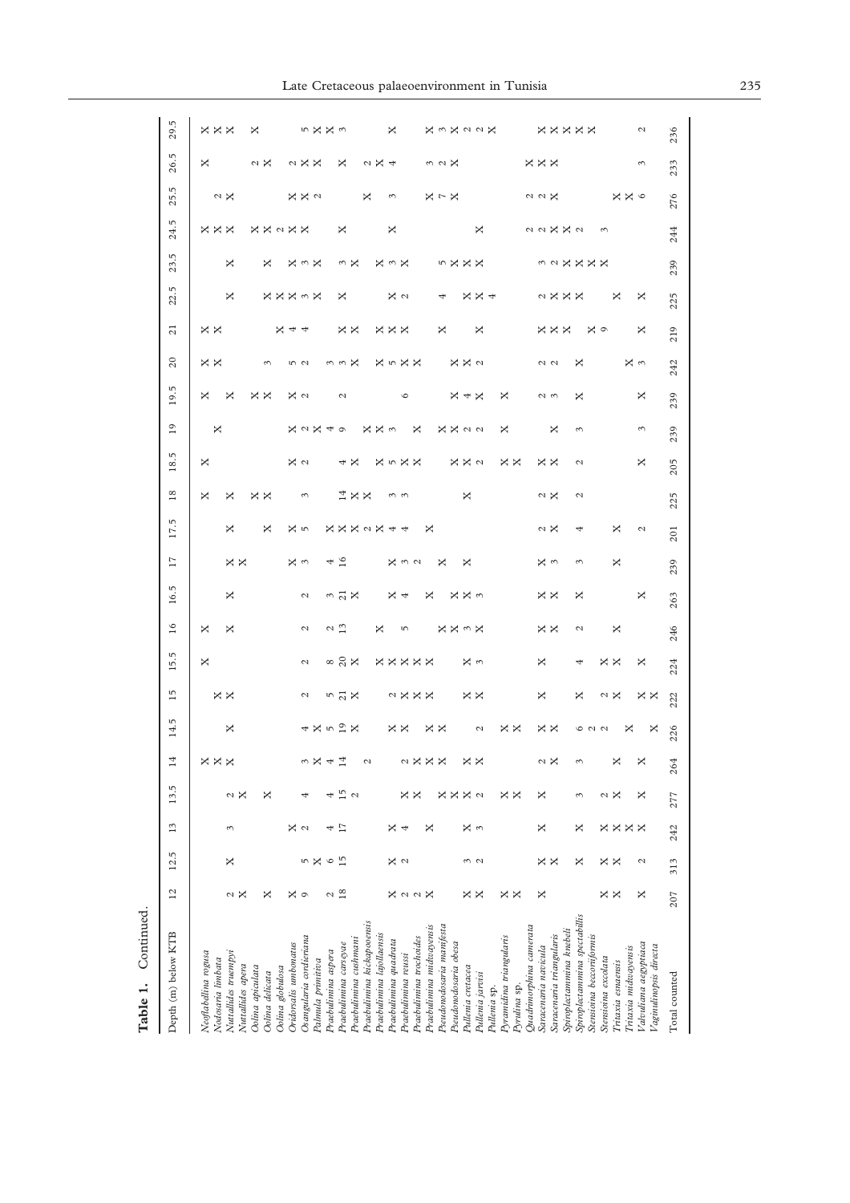**Table 1.** Continued.

| Depth (m) below KTB | 12 | 12.5 | 13 | 13.5 | 14 | 14.5 | 15 | 15.5 | 16 | 16.5 | 17 | 17.5 | 18 | 18.5 | 19 | 19.5 | 20 | 21 | 22.5 | 23.5 | 24.5 | 25.5 | 26.5 | 29.5 |
|---|---|---|---|---|---|---|---|---|---|---|---|---|---|---|---|---|---|---|---|---|---|---|---|---|
| *Neoflabellina rugosa* | | | | | X | | | X | X | | | | X | X | | X | X | X | | | | | X | X |
| *Nodosaria limbata* | | | | | X | | X | | | | | | | | | | X | X | | | X | | | X |
| *Nuttallides truempyi* | 2 | X | 3 | 2 | X | X | X | | X | X | | X | X | | X | X | | | X | X | X | | | X |
| *Nuttallides apera* | X | | | X | | | | | | | X | | | | | | | | | | X | 2 | | |
| *Oolina apiculata* | | | | | | | | | | | X | | X | | | X | | | | | X | X | | |
| *Oolina delicata* | X | | | X | | | | | | | | X | X | | | X | 3 | | | X | X | | 2 | X |
| *Oolina globulosa* | | | | | | | | | | | | | | | | | | | X | | 2 | | X | |
| *Oridorsalis umbonatus* | X | | X | | | | | | | | X | X | | X | X | X | | X | X | X | X | X | 2 | |
| *Osangularia cordieriana* | 9 | 5 | 2 | 4 | 3 | 4 | 2 | 2 | 2 | 2 | 3 | 5 | 3 | 2 | 2 | 2 | 5 | 4 | X | 3 | X | X | X | 5 |
| *Palmula primitiva* | | X | | | X | X | | | | | | | | | X | | 2 | 4 | 3 | X | X | 2 | X | X |
| *Praebulimina aspera* | 2 | 6 | 4 | 4 | 4 | 5 | 5 | 8 | 2 | 3 | 4 | X | | | 4 | | 3 | | X | | | | | X |
| *Praebulimina carseyae* | 18 | 15 | 17 | 15 | 14 | 19 | 21 | 20 | 13 | 21 | 16 | X | 14 | 4 | 9 | 2 | 3 | X | X | 3 | X | | X | 3 |
| *Praebulimina cushmani* | | | | 2 | | X | X | X | | X | | X | X | X | | | X | X | | X | | | | |
| *Praebulimina kickapooensis* | | | | | 2 | | | | | | | 2 | X | | X | | | | | | | X | 2 | |
| *Praebulimina lajollaensis* | | | | | | | 2 | X | X | | | X | | X | X | | | X | | | | | X | |
| *Praebulimina quadrata* | X | X | X | | | X | X | X | | X | X | 4 | 3 | 5 | 3 | | X | X | X | X | X | 3 | 4 | X |
| *Praebulimina reussi* | 2 | 2 | 4 | X | 2 | X | X | X | 5 | 4 | 3 | 4 | 3 | X | | 6 | 5 | X | 2 | 3 | | | | |
| *Praebulimina trochoides* | 2 | | | X | X | | X | X | | | 2 | | | X | | | X | | | X | | | | |
| *Praebulimina midwayensis* | X | | X | | X | X | X | X | | X | | X | | | X | | X | | | | | X | 3 | X |
| *Pseudonodosaria manifesta* | | | | X | X | X | | | X | | X | | | | X | | | X | 4 | 5 | | 7 | 2 | 3 |
| *Pseudonodosaria obesa* | | | | X | | | | | X | X | | | | X | X | X | X | | | X | | X | X | X |
| *Pullenia cretacea* | X | 3 | X | X | X | | X | X | 3 | X | X | | X | X | 2 | 4 | X | | X | X | | | | 2 |
| *Pullenia jarvisi* | X | 2 | 3 | 2 | X | 2 | X | 3 | X | 3 | | | | 2 | 2 | X | 2 | X | X | X | X | | | 2 |
| *Pullenia* sp. | | | | | | | | | | | | | | | | | | | 4 | | | | | X |
| *Pyramidina triangularis* | X | | | X | | X | | | | | | | | X | X | X | | | | | | | | |
| *Pyrulina* sp. | X | | | X | | X | | | | | | | | X | | | | | | | | | | |
| *Quadrimorphina camerata* | X | X | | | | | | | | | | | | | | | | | | | 2 | 2 | X | |
| *Saracenaria navicula* | | X | X | X | 2 | X | X | X | X | X | X | 2 | 2 | X | | 2 | 2 | X | 2 | 3 | 2 | 2 | X | X |
| *Saracenaria triangularis* | | | | | X | X | | | X | X | 3 | X | X | X | X | 3 | 2 | X | X | 2 | X | X | X | X |
| *Spiroplectammina knebeli* | | | | | | | | | | | | | | | | | | X | X | X | X | | | X |
| *Spiroplectammina spectabilis* | | X | X | 3 | 3 | 6 | X | 4 | 2 | X | 3 | 4 | 2 | 2 | 3 | X | X | | X | X | 2 | | | X |
| *Stensioina beccariiformis* | | | | | | 2 | | | | | | | | | | | | X | | X | | | | X |
| *Stensioina excolata* | X | X | X | 2 | | 2 | 2 | X | | | | | | | | | | 9 | | X | 3 | | | |
| *Tritaxia esnaensis* | X | X | X | X | X | | X | X | X | | X | X | | | | | | | X | | | X | | |
| *Tritaxia midwayensis* | | | X | | | X | | | | | | | | | | | X | | | | | X | | |
| *Valvulinaria aegyptiaca* | X | 2 | X | X | X | | X | X | | X | | 2 | | X | 3 | X | 3 | X | X | | | 6 | 3 | 2 |
| *Vaginulinopsis directa* | | | | | | X | X | | | | | | | | | | | | | | | | | |
| Total counted | 207 | 313 | 242 | 277 | 264 | 226 | 222 | 224 | 246 | 263 | 239 | 201 | 225 | 205 | 239 | 239 | 242 | 219 | 225 | 239 | 244 | 276 | 233 | 236 |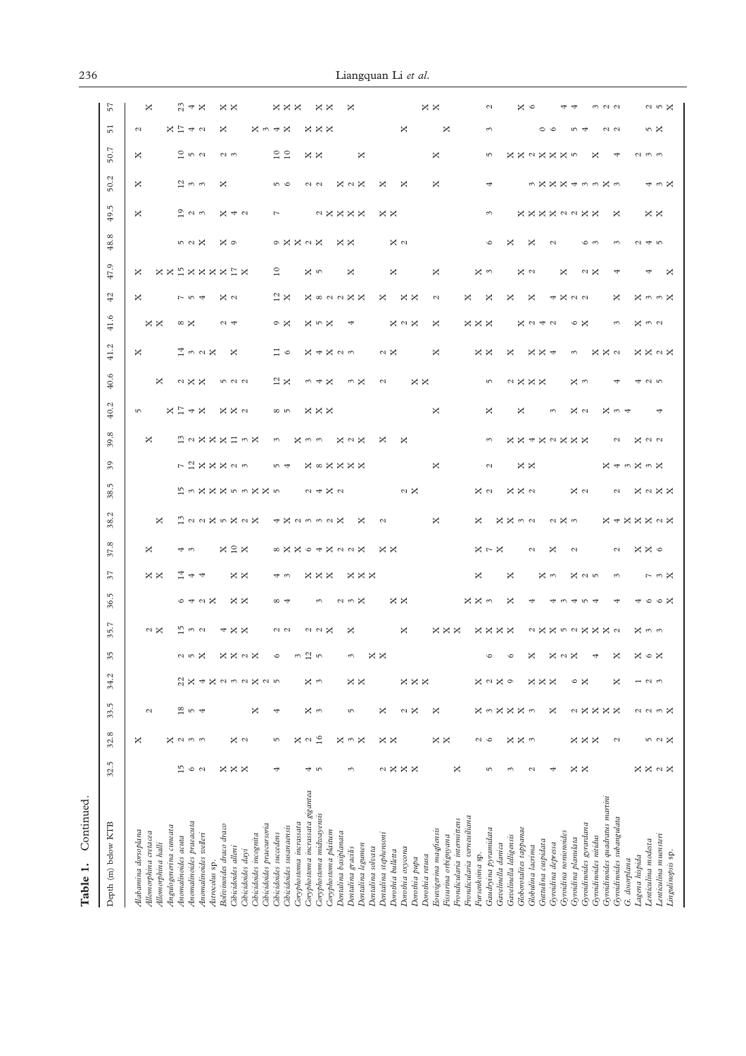**Table 1.** Continued.

| Depth (m) below KTB | 32.5 | 32.8 | 33.5 | 34.2 | 35 | 35.7 | 36.5 | 37 | 37.8 | 38.2 | 38.5 | 39 | 39.8 | 40.2 | 40.6 | 41.2 | 41.6 | 42 | 47.9 | 48.8 | 49.5 | 50.2 | 50.7 | 51 | 57 |
|---|---|---|---|---|---|---|---|---|---|---|---|---|---|---|---|---|---|---|---|---|---|---|---|---|---|
| *Alabamina dorsoplana* | | X | | | | | | | | | | | | 5 | | X | | | X | | X | X | X | 2 | |
| *Allomorphina cretacea* | | | 2 | | | | | X | | | | | | | | | X | X | | | | | | | |
| *Allomorphina halli* | | | | | | 2 | | X | X | X | | | X | | X | | X | | X | | | | | | X |
| *Angulogenerina cuneata* | | X | | | | X | | | | | | | | X | | | | | X | | | | | X | |
| *Anomalinoides acuta* | 15 | 2 | 18 | 22 | 2 | 15 | 6 | 14 | 4 | 13 | 15 | 7 | 13 | 17 | 2 | 14 | 8 | 7 | 15 | 5 | 19 | 12 | 10 | 17 | 23 |
| *Anomalinoides praeacuta* | 6 | 3 | 5 | 2 | 5 | 3 | 4 | 4 | 3 | 2 | 3 | 12 | 2 | 4 | X | 3 | X | 5 | X | 2 | 2 | 3 | 5 | 4 | 4 |
| *Anomalinoides welleri* | 2 | 3 | 4 | 4 | X | 2 | 2 | 4 | | 2 | X | X | X | X | X | 2 | | 4 | X | X | 3 | 3 | 2 | 2 | X |
| *Astrocolus* sp. | | | | X | | | X | | | X | X | X | X | | | X | | | X | | | | | | |
| *Bolivinoides draco draco* | X | | | 2 | X | 4 | | | X | 5 | X | X | X | X | | | | X | X | X | X | X | | X | X |
| *Cibicidoides alleni* | X | X | | 3 | X | X | X | X | 10 | X | 5 | 2 | 11 | X | 5 | | 2 | 2 | X | 9 | 4 | | 2 | | X |
| *Cibicidoides dayi* | X | 2 | | 2 | 2 | X | X | X | X | 2 | 3 | 3 | 3 | 2 | 2 | X | 4 | | 17 | | 2 | | 3 | | |
| *Cibicidoides incognita* | | | X | X | X | | | | | X | X | | X | | 2 | | | | X | | | | | X | |
| *Cibicidoides praecursoria* | | | | 2 | | | | | | | X | | | | | | | | | | | | | 3 | |
| *Cibicidoides succedens* | | | | 5 | | | | | | | 5 | | | | | | | | | | | 5 | | 4 | |
| *Cibicidoides susanaensis* | 4 | 5 | 4 | | 6 | | 8 | 4 | 8 | 4 | | 5 | 3 | 8 | 12 | 11 | 9 | 12 | 10 | 9 | 7 | 6 | | X | X |
| *Coryphostoma incrassata* | | X | | | | 2 | 4 | 3 | X | X | | 4 | | 5 | X | 6 | X | X | | X | | | 10 | X | X |
| *Coryphostoma incrassata gigantea* | 4 | 2 | | | 3 | | | | X | 2 | 2 | | X | | | | | | | X | | | 10 | X | X |
| *Coryphostoma midwayensis* | 5 | 16 | X | X | 12 | 2 | | X | 6 | 3 | 4 | X | 3 | X | 3 | X | X | X | X | 2 | 2 | 2 | X | X | X |
| *Coryphostoma plaitum* | | | 3 | 3 | 5 | 2 | 3 | X | 4 | 3 | X | 8 | 3 | X | 4 | 4 | 5 | 8 | 5 | X | X | 2 | X | | X |
| *Dentalina basiplanata* | | X | | | | X | | X | X | 2 | 2 | X | | X | X | X | X | 2 | | | X | | | | |
| *Dentalina gracilis* | 3 | 3 | 5 | X | | | 2 | | 2 | X | | X | X | | | 2 | | 2 | | X | X | X | | | |
| *Dentalina legumen* | | X | | X | 3 | X | 3 | X | 2 | | | X | 2 | | 3 | 3 | 4 | X | X | X | X | 2 | | | X |
| *Dentalina solvata* | | | | | | | X | X | X | X | | X | X | | X | | | X | | | | X | | | |
| *Dentalina stephensoni* | 2 | | X | | X | | | X | | | | | | | | | | | | | | | X | | |
| *Dorothia bulletta* | X | X | | | X | | | | X | 2 | | | X | | 2 | 2 | X | X | | | X | X | | | |
| *Dorothia oxycona* | X | X | 2 | X | | X | X | | X | | 2 | | | | | X | 2 | | X | X | X | | | X | |
| *Dorothia pupa* | X | | X | X | | | X | | | | X | | X | | | | X | X | | 2 | | X | | | |
| *Dorothia retusa* | | | | X | | | | | | | | | | | X | | | X | | | | | | | X |
| *Eouvigerina maqfiensis* | | X | X | | | X | | | | | | | | X | X | | | | | | | | | | X |
| *Fissurina orbignyana* | | X | | | | X | | | | | | X | | | | X | X | 2 | | | | | X | X | |
| *Frondicularia intermittens* | X | | | | | X | | | | X | | | | | | | | | X | | | X | | | |
| *Frondicularia verneuiliana* | | | | | | | X | | | | | | | | | | X | X | | | | | | | |
| *Fursenkoina* sp. | | 2 | X | X | | X | X | X | X | | X | | | | | X | X | | X | | | | | | |
| *Gaudryina pyramidata* | 5 | 6 | 3 | 2 | 6 | X | 3 | | 7 | X | 2 | 2 | 3 | X | 5 | X | X | X | 3 | 6 | 3 | 4 | 5 | 3 | 2 |
| *Gavelinella danica* | | | X | X | | X | | | X | X | | | | | | | | | | | | | X | | |
| *Gavelinella lelligensis* | 3 | X | X | 9 | 6 | X | X | X | | X | X | X | X | | 2 | X | | X | | X | | | X | | |
| *Globorotalites tappanae* | | X | X | | | | | | | 3 | X | X | X | X | X | | | | X | | X | 3 | 2 | | X |
| *Globulina lacrima* | 2 | 3 | 3 | X | X | 2 | 4 | | 2 | 2 | 2 | | 4 | | X | X | 2 | | 2 | | X | X | X | 0 | 6 |
| *Guttulina cuspidata* | | | | X | | X | | X | | | | | X | | X | X | 4 | X | | X | X | X | X | 6 | |
| *Gyroidina depressa* | 4 | | X | X | | X | 4 | 3 | X | | | | 2 | | | 4 | 2 | 4 | | | X | X | X | | |
| *Gyroidina nonionoides* | | | | | X | 5 | 3 | | | 2 | | | X | 3 | | | | X | X | 2 | 2 | X | X | 5 | 4 |
| *Gyroidina planulata* | X | X | 2 | 6 | 2 | 2 | 4 | X | 2 | X | X | | X | | | 3 | 6 | 2 | | | 2 | 4 | 5 | 4 | 4 |
| *Gyroidinoides gyrardana* | X | X | X | X | X | X | 5 | 2 | | 3 | 2 | | X | X | X | | X | 2 | 2 | 6 | X | 3 | | | |
| *Gyroidinoides nitidus* | | X | X | | 4 | X | 4 | 5 | | | | | | 2 | 3 | X | | | X | 3 | X | 3 | X | | 3 |
| *Gyroidinoides quadratus martini* | | | X | | | X | | | | X | | X | | X | | X | | | | | | X | | 2 | 2 |
| *Gyroidinoides subangulata* | | 2 | X | X | X | 2 | 4 | 3 | 2 | 4 | 2 | 4 | 2 | 3 | 4 | 2 | 3 | X | 4 | 3 | X | 3 | 4 | 2 | 2 |
| *G. dosorplana* | | | | | | | | | | X | | 3 | | 4 | | | | | | | | | | | |
| *Lagena hispida* | X | | 2 | 1 | X | X | 4 | | | X | X | X | X | | 4 | X | X | X | | 2 | | | 2 | | |
| *Lenticulina modesta* | X | 5 | 2 | 2 | 6 | 3 | 6 | 7 | X | X | 2 | 3 | 2 | | 2 | X | 3 | 3 | 4 | 4 | X | 4 | 3 | 5 | 2 |
| *Lenticulina muensteri* | 2 | 2 | 3 | 3 | X | 3 | 6 | 3 | 6 | 2 | X | X | 2 | 4 | 5 | 2 | 2 | 3 | | 5 | X | 3 | 3 | X | 5 |
| *Lingulinopsis* sp. | X | X | X | | | | X | X | | X | X | | | | | X | | X | X | | | X | | | X |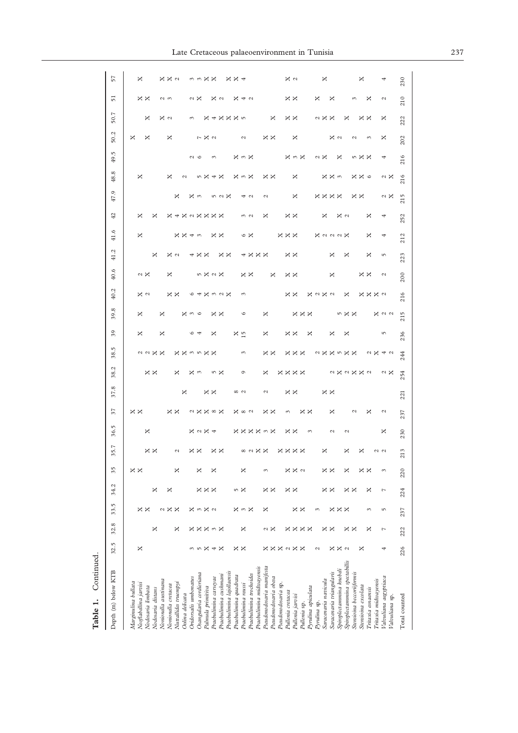**Table 1.** Continued.

| Depth (m) below KTB | 32.5 | 32.8 | 33.5 | 34.2 | 35 | 35,7 | 36.5 | 37 | 37.8 | 38.2 | 38.5 | 39 | 39.8 | 40.2 | 40.6 | 41.2 | 41.6 | 42 | 47.9 | 48.8 | 49.5 | 50.2 | 50.7 | 51 | 57 |
|---|---|---|---|---|---|---|---|---|---|---|---|---|---|---|---|---|---|---|---|---|---|---|---|---|---|
| *Marginulina bullata* | | | | | X | | | X | | | | | | | | | | | | | | X | | | |
| *Neoflabellina jarvisi* | X | | X | | X | | | X | | | | | | | | | | | | | | | | | |
| *Nodosaria limbata* | | | X | | | X | X | | | | 2 | X | X | X | 2 | | X | X | | X | | X | X | X | X |
| *Nodosaria distans* | | X | | X | | X | | | | X | 2 | | | 2 | X | X | | | | | | | | X | |
| *Nonionella austinana* | | | 2 | | | | | | | X | X | X | X | | | | | X | | | | | X | 2 | X |
| *Nonionella cretacea* | | | X | X | | | | X | | | X | | | X | X | X | | | | X | | X | 2 | 3 | X |
| *Nuttallides truempyi* | | X | X | | X | 2 | | X | | X | X | | | X | | 2 | X | X | | | | | | | 2 |
| *Oolina delicata* | | | | | | | | | X | | X | | X | | | | X | 4 | X | 2 | | | | | |
| *Oridorsalis umbonatus* | 3 | X | X | | | X | X | 2 | | X | 3 | 6 | 3 | 6 | | 4 | 4 | X | X | | 2 | | 3 | 2 | 3 |
| *Osangularia cordieriana* | 5 | X | 3 | X | X | X | 2 | X | | 3 | 5 | 4 | 6 | 4 | 5 | X | 3 | 2 | 3 | 5 | 6 | 7 | | X | 3 |
| *Palmula primitiva* | X | X | X | X | | | X | X | X | | X | | | X | X | X | | X | | X | | X | X | | X |
| *Praebulimina carseyae* | 4 | 3 | 2 | X | X | X | 4 | X | X | 5 | X | X | X | 3 | 2 | | X | X | 5 | 4 | 3 | 2 | 4 | X | X |
| *Praebulimina cushmani* | X | X | | | | X | | 8 | | X | | | X | 2 | X | X | X | X | 2 | X | | | X | 2 | |
| *Praebulimina lajollaensis* | | | | | | | | X | | | | | | X | | X | | X | X | | | | X | | X |
| *Praebulimina quadrata* | X | | X | 5 | | | X | X | 8 | | | X | | | | | | | | | X | | X | X | X |
| *Praebulimina reussi* | X | X | 3 | X | X | 8 | X | 8 | 2 | 6 | 3 | 15 | 6 | 3 | X | 4 | 6 | 3 | 4 | 3 | 3 | 2 | 5 | 4 | 4 |
| *Praebulimina trochoides* | | | X | | | 2 | X | 2 | | | | | | | X | X | X | 2 | 2 | X | X | | | 2 | |
| *Praebulimina midwayensis* | | | | | | X | X | | | | | | | | | X | | | | | | | | | |
| *Pseudonodosaria manifesta* | X | 2 | X | X | 3 | X | 3 | X | 2 | X | X | X | X | | | X | | X | 2 | X | | X | | | |
| *Pseudonodosaria obesa* | X | X | | X | | | X | X | | | X | | | | X | | | | | X | | X | X | | |
| *Pseudonodosaria* sp. | X | X | | | | X | | | | X | | | | | | | X | | | | | | | | |
| *Pullenia cretacea* | 2 | X | | X | X | X | X | 3 | X | X | X | X | | X | X | X | X | X | | | X | | X | X | X |
| *Pullenia jarvisi* | X | X | X | X | X | X | X | | X | X | X | X | X | X | X | X | X | X | X | X | 3 | X | X | X | 2 |
| *Pullenia* sp. | X | X | X | | 2 | X | | X | | X | X | | X | | | | X | | | | X | | | | |
| *Pyrulina apiculata* | | X | | | | | 3 | X | | | X | X | X | X | | | | | | | | | | | |
| *Pyrulina* sp. | 2 | | 3 | | | | | | | | 2 | | | 2 | | | X | | X | | 2 | | 2 | X | |
| *Saracenaria navicula* | | X | | X | X | X | | | | | X | | | X | | | 2 | X | X | X | X | | X | | X |
| *Saracenaria triangularis* | X | X | X | X | X | | 2 | X | X | 2 | X | X | | 2 | X | X | 2 | | X | X | | | X | X | |
| *Spiroplectammina knebeli* | X | | X | | | | | | | X | 5 | | 5 | | | | 2 | X | X | 3 | X | X | | | |
| *Spiroplectammina spectabilis* | 2 | X | X | X | X | X | 2 | | | 2 | X | X | X | X | | X | X | 2 | | | | 2 | X | | |
| *Stensioina beccariiformis* | | X | | X | | | | 2 | | X | X | | X | | | | | | X | X | 5 | 2 | | 3 | |
| *Stensioina excolata* | X | | | | X | X | | | | X | | | | X | X | | | | X | X | X | | X | | X |
| *Tritaxia esnaensis* | | X | 3 | X | X | | | X | | 2 | 2 | | | X | X | X | X | X | | 6 | X | 3 | X | X | |
| *Tritaxia midwayensis* | | | | | | 2 | | | | | X | | X | X | | | | | | | | | | | |
| *Valvulina aegyptiaca* | 4 | 7 | 5 | 7 | 3 | 2 | X | 2 | | 2 | 4 | 5 | 2 | 2 | 2 | 5 | 4 | 4 | 2 | 2 | 4 | X | X | 2 | 4 |
| *Valvulina* sp. | | | | | | | | | | X | 2 | | 2 | | | | | | X | X | | | | | |
| Total counted | 226 | 222 | 237 | 224 | 220 | 213 | 230 | 237 | 221 | 254 | 244 | 236 | 215 | 216 | 200 | 223 | 212 | 252 | 215 | 216 | 216 | 202 | 222 | 210 | 230 |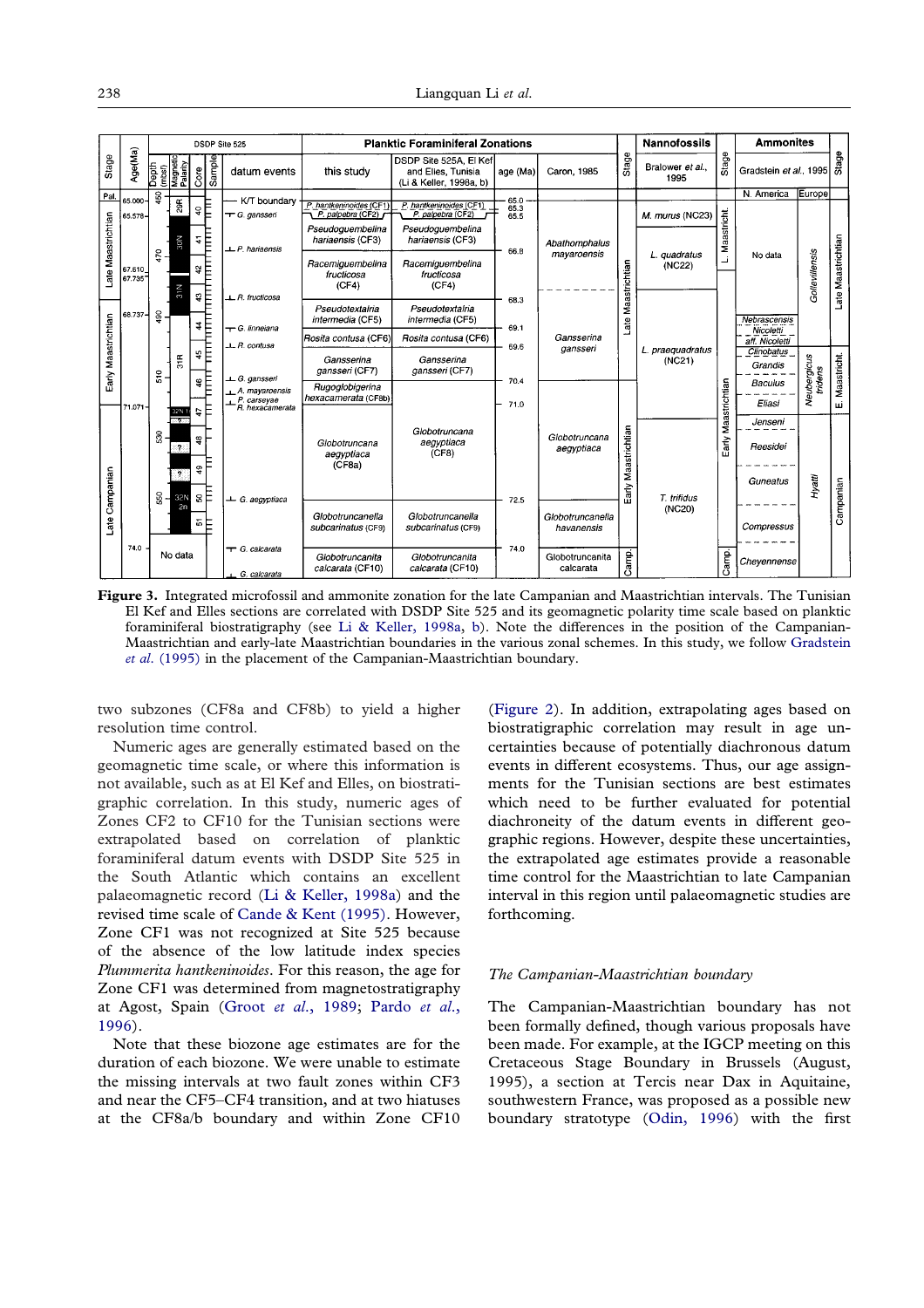**Figure 3.** Integrated microfossil and ammonite zonation for the late Campanian and Maastrichtian intervals. The Tunisian El Kef and Elles sections are correlated with DSDP Site 525 and its geomagnetic polarity time scale based on planktic foraminiferal biostratigraphy (see Li & Keller, 1998a, b). Note the differences in the position of the Campanian-Maastrichtian and early-late Maastrichtian boundaries in the various zonal schemes. In this study, we follow Gradstein *et al.* (1995) in the placement of the Campanian-Maastrichtian boundary.

two subzones (CF8a and CF8b) to yield a higher resolution time control.

Numeric ages are generally estimated based on the geomagnetic time scale, or where this information is not available, such as at El Kef and Elles, on biostratigraphic correlation. In this study, numeric ages of Zones CF2 to CF10 for the Tunisian sections were extrapolated based on correlation of planktic foraminiferal datum events with DSDP Site 525 in the South Atlantic which contains an excellent palaeomagnetic record (Li & Keller, 1998a) and the revised time scale of Cande & Kent (1995). However, Zone CF1 was not recognized at Site 525 because of the absence of the low latitude index species *Plummerita hantkeninoides*. For this reason, the age for Zone CF1 was determined from magnetostratigraphy at Agost, Spain (Groot *et al.*, 1989; Pardo *et al.*, 1996).

Note that these biozone age estimates are for the duration of each biozone. We were unable to estimate the missing intervals at two fault zones within CF3 and near the CF5–CF4 transition, and at two hiatuses at the CF8a/b boundary and within Zone CF10 (Figure 2). In addition, extrapolating ages based on biostratigraphic correlation may result in age uncertainties because of potentially diachronous datum events in different ecosystems. Thus, our age assignments for the Tunisian sections are best estimates which need to be further evaluated for potential diachroneity of the datum events in different geographic regions. However, despite these uncertainties, the extrapolated age estimates provide a reasonable time control for the Maastrichtian to late Campanian interval in this region until palaeomagnetic studies are forthcoming.

### The Campanian-Maastrichtian boundary

The Campanian-Maastrichtian boundary has not been formally defined, though various proposals have been made. For example, at the IGCP meeting on this Cretaceous Stage Boundary in Brussels (August, 1995), a section at Tercis near Dax in Aquitaine, southwestern France, was proposed as a possible new boundary stratotype (Odin, 1996) with the first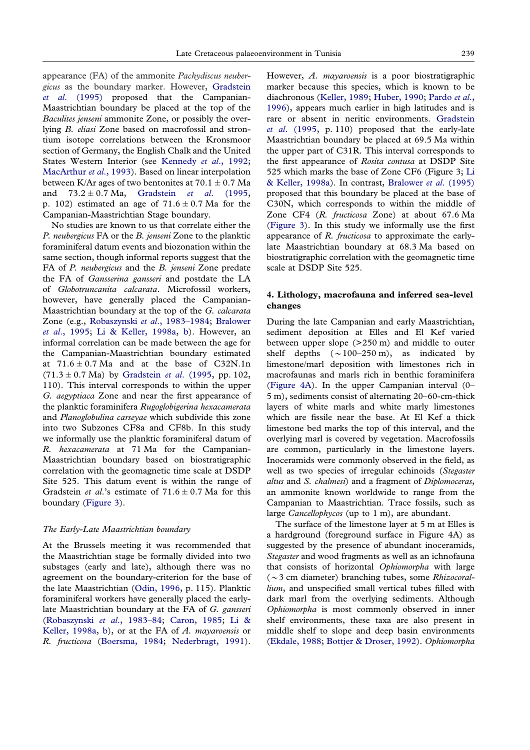appearance (FA) of the ammonite *Pachydiscus neubergicus* as the boundary marker. However, Gradstein *et al.* (1995) proposed that the Campanian-Maastrichtian boundary be placed at the top of the *Baculites jenseni* ammonite Zone, or possibly the overlying *B. eliasi* Zone based on macrofossil and strontium isotope correlations between the Kronsmoor section of Germany, the English Chalk and the United States Western Interior (see Kennedy *et al.*, 1992; MacArthur *et al.*, 1993). Based on linear interpolation between K/Ar ages of two bentonites at 70.1 ± 0.7 Ma and 73.2 ± 0.7 Ma, Gradstein *et al.* (1995, p. 102) estimated an age of 71.6 ± 0.7 Ma for the Campanian-Maastrichtian Stage boundary.

No studies are known to us that correlate either the *P. neubergicus* FA or the *B. jenseni* Zone to the planktic foraminiferal datum events and biozonation within the same section, though informal reports suggest that the FA of *P. neubergicus* and the *B. jenseni* Zone predate the FA of *Gansserina gansseri* and postdate the LA of *Globotruncanita calcarata*. Microfossil workers, however, have generally placed the Campanian-Maastrichtian boundary at the top of the *G. calcarata* Zone (e.g., Robaszynski *et al.*, 1983–1984; Bralower *et al.*, 1995; Li & Keller, 1998a, b). However, an informal correlation can be made between the age for the Campanian-Maastrichtian boundary estimated at 71.6 ± 0.7 Ma and at the base of C32N.1n (71.3 ± 0.7 Ma) by Gradstein *et al.* (1995, pp. 102, 110). This interval corresponds to within the upper *G. aegyptiaca* Zone and near the first appearance of the planktic foraminifera *Rugoglobigerina hexacamerata* and *Planoglobulina carseyae* which subdivide this zone into two Subzones CF8a and CF8b. In this study we informally use the planktic foraminiferal datum of *R. hexacamerata* at 71 Ma for the Campanian-Maastrichtian boundary based on biostratigraphic correlation with the geomagnetic time scale at DSDP Site 525. This datum event is within the range of Gradstein *et al.*'s estimate of 71.6 ± 0.7 Ma for this boundary (Figure 3).

### *The Early-Late Maastrichtian boundary*

At the Brussels meeting it was recommended that the Maastrichtian stage be formally divided into two substages (early and late), although there was no agreement on the boundary-criterion for the base of the late Maastrichtian (Odin, 1996, p. 115). Planktic foraminiferal workers have generally placed the early-late Maastrichtian boundary at the FA of *G. gansseri* (Robaszynski *et al.*, 1983–84; Caron, 1985; Li & Keller, 1998a, b), or at the FA of *A. mayaroensis* or *R. fructicosa* (Boersma, 1984; Nederbragt, 1991). However, *A. mayaroensis* is a poor biostratigraphic marker because this species, which is known to be diachronous (Keller, 1989; Huber, 1990; Pardo *et al.*, 1996), appears much earlier in high latitudes and is rare or absent in neritic environments. Gradstein *et al.* (1995, p. 110) proposed that the early-late Maastrichtian boundary be placed at 69.5 Ma within the upper part of C31R. This interval corresponds to the first appearance of *Rosita contusa* at DSDP Site 525 which marks the base of Zone CF6 (Figure 3; Li & Keller, 1998a). In contrast, Bralower *et al.* (1995) proposed that this boundary be placed at the base of C30N, which corresponds to within the middle of Zone CF4 (*R. fructicosa* Zone) at about 67.6 Ma (Figure 3). In this study we informally use the first appearance of *R. fructicosa* to approximate the early-late Maastrichtian boundary at 68.3 Ma based on biostratigraphic correlation with the geomagnetic time scale at DSDP Site 525.

## 4. Lithology, macrofauna and inferred sea-level changes

During the late Campanian and early Maastrichtian, sediment deposition at Elles and El Kef varied between upper slope (>250 m) and middle to outer shelf depths (~100–250 m), as indicated by limestone/marl deposition with limestones rich in macrofaunas and marls rich in benthic foraminifera (Figure 4A). In the upper Campanian interval (0–5 m), sediments consist of alternating 20–60-cm-thick layers of white marls and white marly limestones which are fissile near the base. At El Kef a thick limestone bed marks the top of this interval, and the overlying marl is covered by vegetation. Macrofossils are common, particularly in the limestone layers. Inoceramids were commonly observed in the field, as well as two species of irregular echinoids (*Stegaster altus* and *S. chalmesi*) and a fragment of *Diplomoceras*, an ammonite known worldwide to range from the Campanian to Maastrichtian. Trace fossils, such as large *Cancellophycos* (up to 1 m), are abundant.

The surface of the limestone layer at 5 m at Elles is a hardground (foreground surface in Figure 4A) as suggested by the presence of abundant inoceramids, *Stegaster* and wood fragments as well as an ichnofauna that consists of horizontal *Ophiomorpha* with large (~3 cm diameter) branching tubes, some *Rhizocorallium*, and unspecified small vertical tubes filled with dark marl from the overlying sediments. Although *Ophiomorpha* is most commonly observed in inner shelf environments, these taxa are also present in middle shelf to slope and deep basin environments (Ekdale, 1988; Bottjer & Droser, 1992). *Ophiomorpha*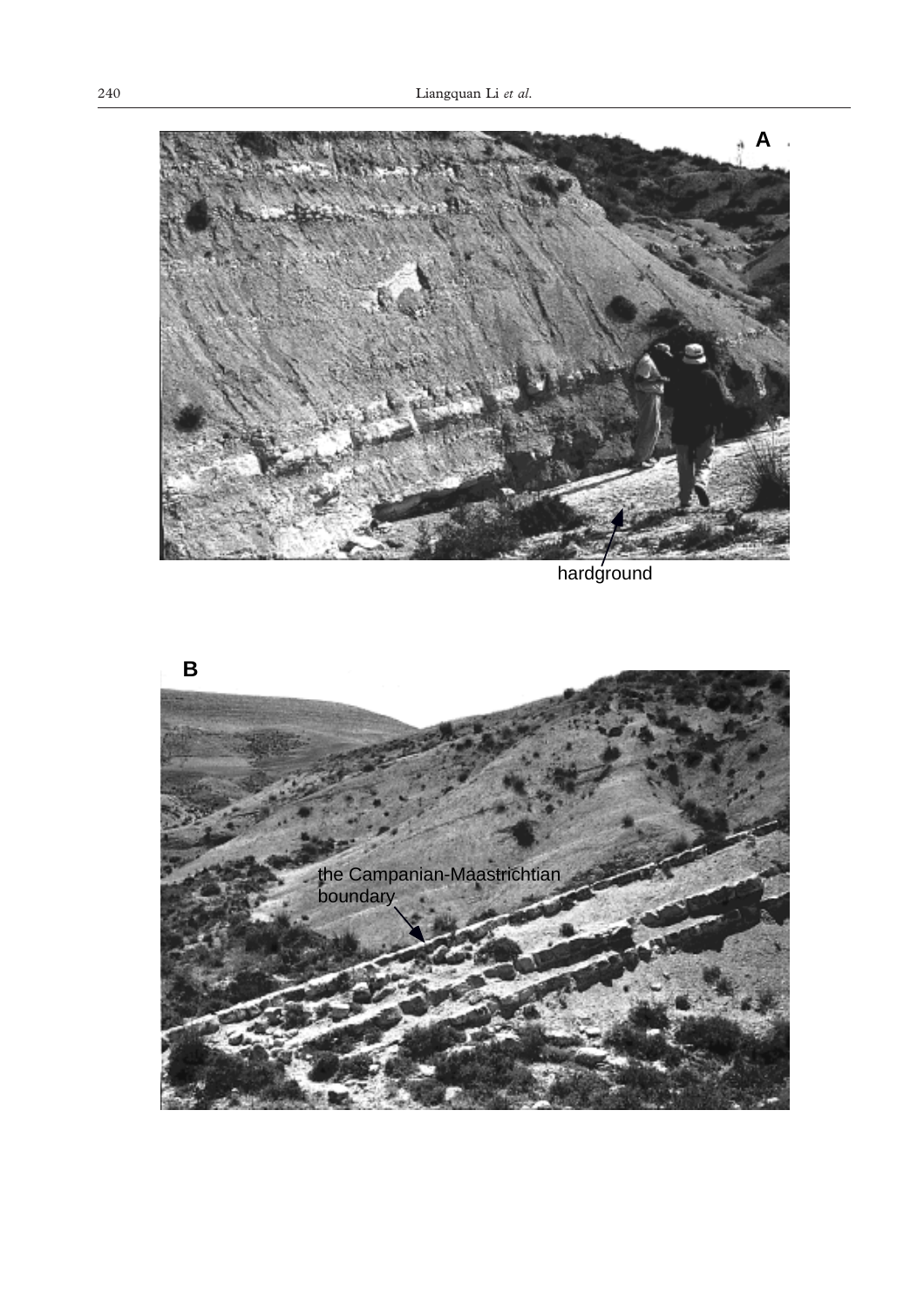A

hardground

B

the Campanian-Maastrichtian boundary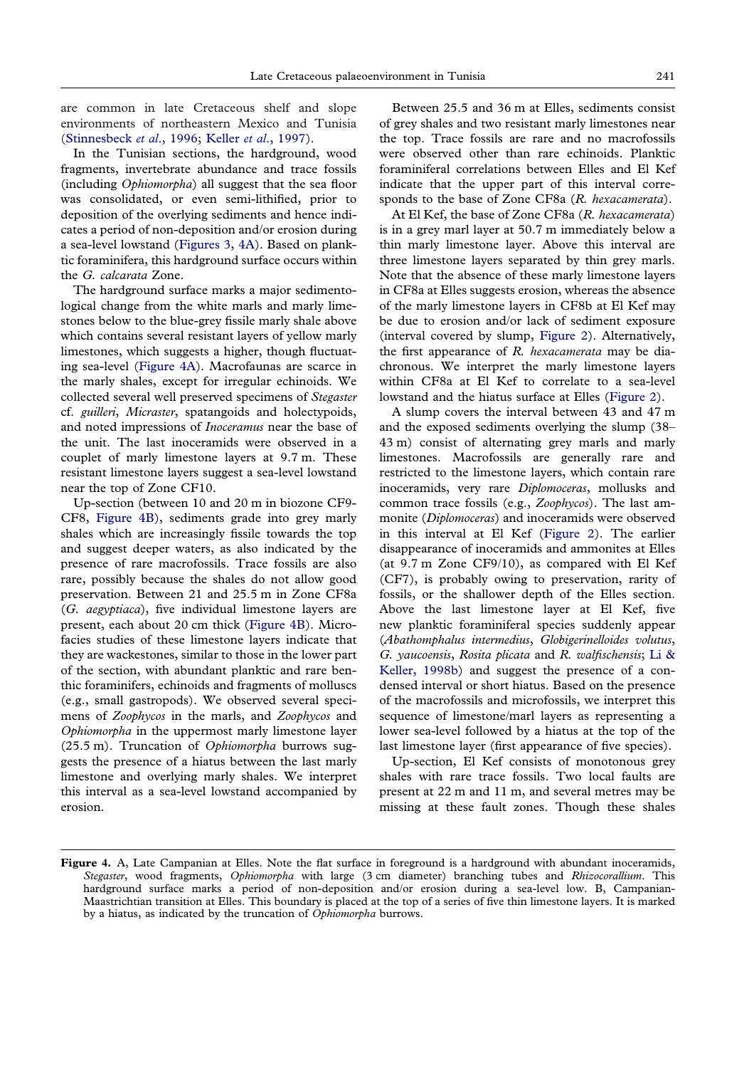are common in late Cretaceous shelf and slope environments of northeastern Mexico and Tunisia (Stinnesbeck *et al*., 1996; Keller *et al*., 1997).

In the Tunisian sections, the hardground, wood fragments, invertebrate abundance and trace fossils (including *Ophiomorpha*) all suggest that the sea floor was consolidated, or even semi-lithified, prior to deposition of the overlying sediments and hence indicates a period of non-deposition and/or erosion during a sea-level lowstand (Figures 3, 4A). Based on planktic foraminifera, this hardground surface occurs within the *G. calcarata* Zone.

The hardground surface marks a major sedimentological change from the white marls and marly limestones below to the blue-grey fissile marly shale above which contains several resistant layers of yellow marly limestones, which suggests a higher, though fluctuating sea-level (Figure 4A). Macrofaunas are scarce in the marly shales, except for irregular echinoids. We collected several well preserved specimens of *Stegaster* cf. *guilleri*, *Micraster*, spatangoids and holectypoids, and noted impressions of *Inoceramus* near the base of the unit. The last inoceramids were observed in a couplet of marly limestone layers at 9.7 m. These resistant limestone layers suggest a sea-level lowstand near the top of Zone CF10.

Up-section (between 10 and 20 m in biozone CF9-CF8, Figure 4B), sediments grade into grey marly shales which are increasingly fissile towards the top and suggest deeper waters, as also indicated by the presence of rare macrofossils. Trace fossils are also rare, possibly because the shales do not allow good preservation. Between 21 and 25.5 m in Zone CF8a (*G. aegyptiaca*), five individual limestone layers are present, each about 20 cm thick (Figure 4B). Microfacies studies of these limestone layers indicate that they are wackestones, similar to those in the lower part of the section, with abundant planktic and rare benthic foraminifers, echinoids and fragments of molluscs (e.g., small gastropods). We observed several specimens of *Zoophycos* in the marls, and *Zoophycos* and *Ophiomorpha* in the uppermost marly limestone layer (25.5 m). Truncation of *Ophiomorpha* burrows suggests the presence of a hiatus between the last marly limestone and overlying marly shales. We interpret this interval as a sea-level lowstand accompanied by erosion.

Between 25.5 and 36 m at Elles, sediments consist of grey shales and two resistant marly limestones near the top. Trace fossils are rare and no macrofossils were observed other than rare echinoids. Planktic foraminiferal correlations between Elles and El Kef indicate that the upper part of this interval corresponds to the base of Zone CF8a (*R. hexacamerata*).

At El Kef, the base of Zone CF8a (*R. hexacamerata*) is in a grey marl layer at 50.7 m immediately below a thin marly limestone layer. Above this interval are three limestone layers separated by thin grey marls. Note that the absence of these marly limestone layers in CF8a at Elles suggests erosion, whereas the absence of the marly limestone layers in CF8b at El Kef may be due to erosion and/or lack of sediment exposure (interval covered by slump, Figure 2). Alternatively, the first appearance of *R. hexacamerata* may be diachronous. We interpret the marly limestone layers within CF8a at El Kef to correlate to a sea-level lowstand and the hiatus surface at Elles (Figure 2).

A slump covers the interval between 43 and 47 m and the exposed sediments overlying the slump (38–43 m) consist of alternating grey marls and marly limestones. Macrofossils are generally rare and restricted to the limestone layers, which contain rare inoceramids, very rare *Diplomoceras*, mollusks and common trace fossils (e.g., *Zoophycos*). The last ammonite (*Diplomoceras*) and inoceramids were observed in this interval at El Kef (Figure 2). The earlier disappearance of inoceramids and ammonites at Elles (at 9.7 m Zone CF9/10), as compared with El Kef (CF7), is probably owing to preservation, rarity of fossils, or the shallower depth of the Elles section. Above the last limestone layer at El Kef, five new planktic foraminiferal species suddenly appear (*Abathomphalus intermedius*, *Globigerinelloides volutus*, *G. yaucoensis*, *Rosita plicata* and *R. walfischensis*; Li & Keller, 1998b) and suggest the presence of a condensed interval or short hiatus. Based on the presence of the macrofossils and microfossils, we interpret this sequence of limestone/marl layers as representing a lower sea-level followed by a hiatus at the top of the last limestone layer (first appearance of five species).

Up-section, El Kef consists of monotonous grey shales with rare trace fossils. Two local faults are present at 22 m and 11 m, and several metres may be missing at these fault zones. Though these shales

**Figure 4.** A, Late Campanian at Elles. Note the flat surface in foreground is a hardground with abundant inoceramids, *Stegaster*, wood fragments, *Ophiomorpha* with large (3 cm diameter) branching tubes and *Rhizocorallium*. This hardground surface marks a period of non-deposition and/or erosion during a sea-level low. B, Campanian-Maastrichtian transition at Elles. This boundary is placed at the top of a series of five thin limestone layers. It is marked by a hiatus, as indicated by the truncation of *Ophiomorpha* burrows.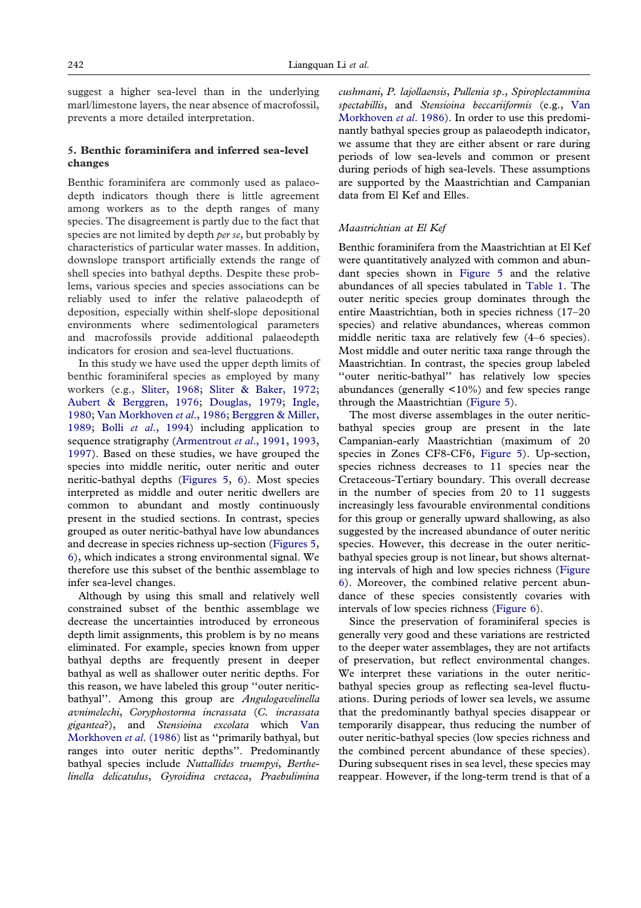suggest a higher sea-level than in the underlying marl/limestone layers, the near absence of macrofossil, prevents a more detailed interpretation.

## 5. Benthic foraminifera and inferred sea-level changes

Benthic foraminifera are commonly used as palaeodepth indicators though there is little agreement among workers as to the depth ranges of many species. The disagreement is partly due to the fact that species are not limited by depth *per se*, but probably by characteristics of particular water masses. In addition, downslope transport artificially extends the range of shell species into bathyal depths. Despite these problems, various species and species associations can be reliably used to infer the relative palaeodepth of deposition, especially within shelf-slope depositional environments where sedimentological parameters and macrofossils provide additional palaeodepth indicators for erosion and sea-level fluctuations.

In this study we have used the upper depth limits of benthic foraminiferal species as employed by many workers (e.g., Sliter, 1968; Sliter & Baker, 1972; Aubert & Berggren, 1976; Douglas, 1979; Ingle, 1980; Van Morkhoven *et al.*, 1986; Berggren & Miller, 1989; Bolli *et al.*, 1994) including application to sequence stratigraphy (Armentrout *et al.*, 1991, 1993, 1997). Based on these studies, we have grouped the species into middle neritic, outer neritic and outer neritic-bathyal depths (Figures 5, 6). Most species interpreted as middle and outer neritic dwellers are common to abundant and mostly continuously present in the studied sections. In contrast, species grouped as outer neritic-bathyal have low abundances and decrease in species richness up-section (Figures 5, 6), which indicates a strong environmental signal. We therefore use this subset of the benthic assemblage to infer sea-level changes.

Although by using this small and relatively well constrained subset of the benthic assemblage we decrease the uncertainties introduced by erroneous depth limit assignments, this problem is by no means eliminated. For example, species known from upper bathyal depths are frequently present in deeper bathyal as well as shallower outer neritic depths. For this reason, we have labeled this group "outer neritic-bathyal". Among this group are *Angulogavelinella avnimelechi*, *Coryphostorma incrassata* (*C. incrassata gigantea*?), and *Stensioina excolata* which Van Morkhoven *et al.* (1986) list as "primarily bathyal, but ranges into outer neritic depths". Predominantly bathyal species include *Nuttallides truempyi*, *Berthelinella delicatulus*, *Gyroidina cretacea*, *Praebulimina cushmani*, *P. lajollaensis*, *Pullenia sp.*, *Spiroplectammina spectabillis*, and *Stensioina beccariiformis* (e.g., Van Morkhoven *et al*. 1986). In order to use this predominantly bathyal species group as palaeodepth indicator, we assume that they are either absent or rare during periods of low sea-levels and common or present during periods of high sea-levels. These assumptions are supported by the Maastrichtian and Campanian data from El Kef and Elles.

### *Maastrichtian at El Kef*

Benthic foraminifera from the Maastrichtian at El Kef were quantitatively analyzed with common and abundant species shown in Figure 5 and the relative abundances of all species tabulated in Table 1. The outer neritic species group dominates through the entire Maastrichtian, both in species richness (17–20 species) and relative abundances, whereas common middle neritic taxa are relatively few (4–6 species). Most middle and outer neritic taxa range through the Maastrichtian. In contrast, the species group labeled "outer neritic-bathyal" has relatively low species abundances (generally <10%) and few species range through the Maastrichtian (Figure 5).

The most diverse assemblages in the outer neritic-bathyal species group are present in the late Campanian-early Maastrichtian (maximum of 20 species in Zones CF8-CF6, Figure 5). Up-section, species richness decreases to 11 species near the Cretaceous-Tertiary boundary. This overall decrease in the number of species from 20 to 11 suggests increasingly less favourable environmental conditions for this group or generally upward shallowing, as also suggested by the increased abundance of outer neritic species. However, this decrease in the outer neritic-bathyal species group is not linear, but shows alternating intervals of high and low species richness (Figure 6). Moreover, the combined relative percent abundance of these species consistently covaries with intervals of low species richness (Figure 6).

Since the preservation of foraminiferal species is generally very good and these variations are restricted to the deeper water assemblages, they are not artifacts of preservation, but reflect environmental changes. We interpret these variations in the outer neritic-bathyal species group as reflecting sea-level fluctuations. During periods of lower sea levels, we assume that the predominantly bathyal species disappear or temporarily disappear, thus reducing the number of outer neritic-bathyal species (low species richness and the combined percent abundance of these species). During subsequent rises in sea level, these species may reappear. However, if the long-term trend is that of a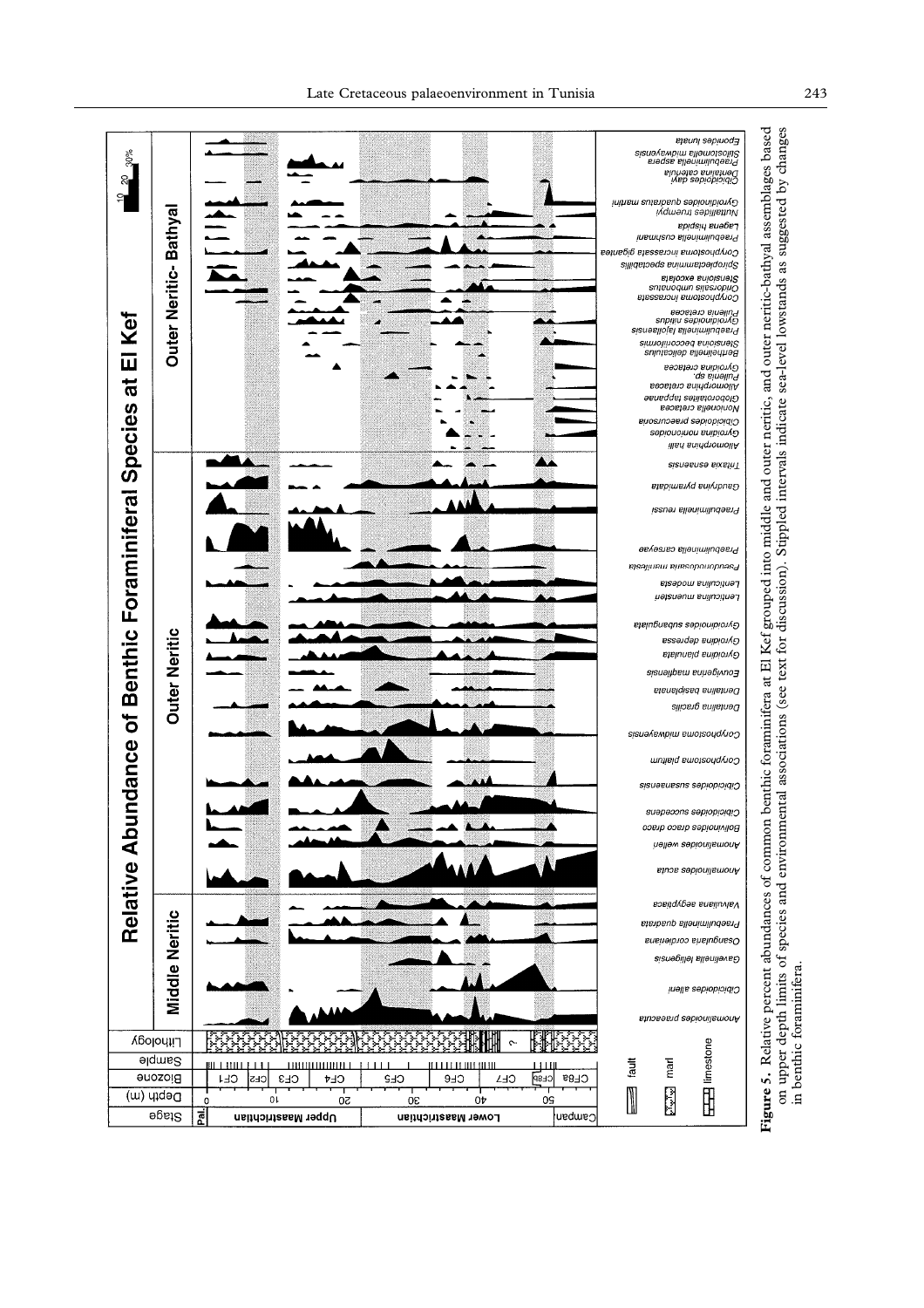**Figure 5.** Relative percent abundances of common benthic foraminifera at El Kef grouped into middle and outer neritic, and outer neritic-bathyal assemblages based on upper depth limits of species and environmental associations (see text for discussion). Stippled intervals indicate sea-level lowstands as suggested by changes in benthic foraminifera.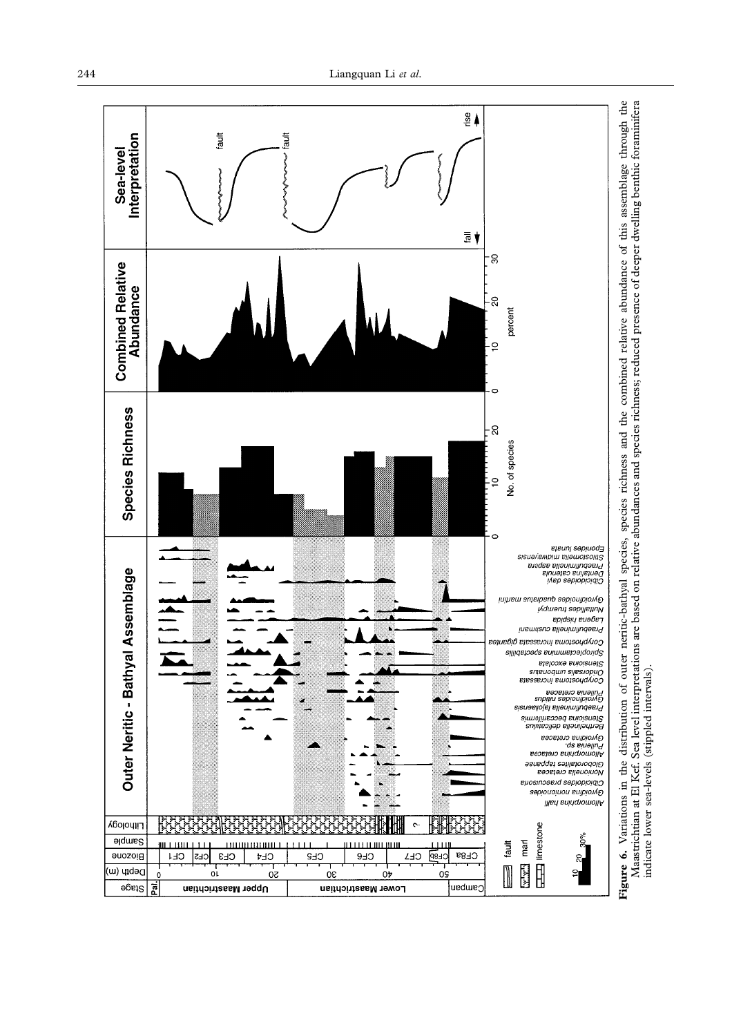**Figure 6.** Variations in the distribution of outer neritic-bathyal species, species richness and the combined relative abundance of this assemblage through the Maastrichtian at El Kef. Sea level interpretations are based on relative abundances and species richness; reduced presence of deeper dwelling benthic foraminifera indicate lower sea-levels (stippled intervals).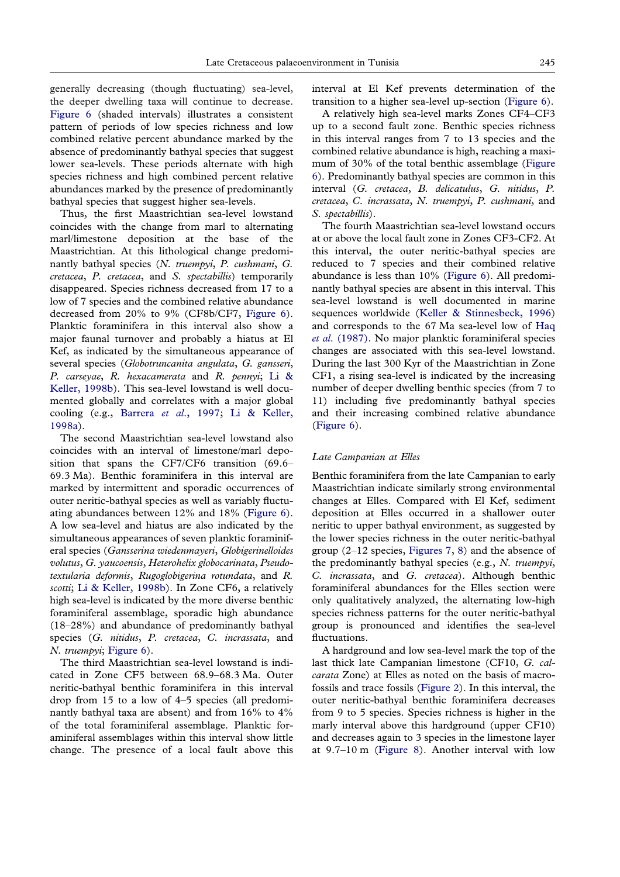generally decreasing (though fluctuating) sea-level, the deeper dwelling taxa will continue to decrease. Figure 6 (shaded intervals) illustrates a consistent pattern of periods of low species richness and low combined relative percent abundance marked by the absence of predominantly bathyal species that suggest lower sea-levels. These periods alternate with high species richness and high combined percent relative abundances marked by the presence of predominantly bathyal species that suggest higher sea-levels.

Thus, the first Maastrichtian sea-level lowstand coincides with the change from marl to alternating marl/limestone deposition at the base of the Maastrichtian. At this lithological change predominantly bathyal species (*N. truempyi*, *P. cushmani*, *G. cretacea*, *P. cretacea*, and *S. spectabillis*) temporarily disappeared. Species richness decreased from 17 to a low of 7 species and the combined relative abundance decreased from 20% to 9% (CF8b/CF7, Figure 6). Planktic foraminifera in this interval also show a major faunal turnover and probably a hiatus at El Kef, as indicated by the simultaneous appearance of several species (*Globotruncanita angulata*, *G. gansseri*, *P. carseyae*, *R. hexacamerata* and *R. pennyi*; Li & Keller, 1998b). This sea-level lowstand is well documented globally and correlates with a major global cooling (e.g., Barrera *et al.*, 1997; Li & Keller, 1998a).

The second Maastrichtian sea-level lowstand also coincides with an interval of limestone/marl deposition that spans the CF7/CF6 transition (69.6–69.3 Ma). Benthic foraminifera in this interval are marked by intermittent and sporadic occurrences of outer neritic-bathyal species as well as variably fluctuating abundances between 12% and 18% (Figure 6). A low sea-level and hiatus are also indicated by the simultaneous appearances of seven planktic foraminiferal species (*Gansserina wiedenmayeri*, *Globigerinelloides volutus*, *G. yaucoensis*, *Heterohelix globocarinata*, *Pseudotextularia deformis*, *Rugoglobigerina rotundata*, and *R. scotti*; Li & Keller, 1998b). In Zone CF6, a relatively high sea-level is indicated by the more diverse benthic foraminiferal assemblage, sporadic high abundance (18–28%) and abundance of predominantly bathyal species (*G. nitidus*, *P. cretacea*, *C. incrassata*, and *N. truempyi*; Figure 6).

The third Maastrichtian sea-level lowstand is indicated in Zone CF5 between 68.9–68.3 Ma. Outer neritic-bathyal benthic foraminifera in this interval drop from 15 to a low of 4–5 species (all predominantly bathyal taxa are absent) and from 16% to 4% of the total foraminiferal assemblage. Planktic foraminiferal assemblages within this interval show little change. The presence of a local fault above this interval at El Kef prevents determination of the transition to a higher sea-level up-section (Figure 6).

A relatively high sea-level marks Zones CF4–CF3 up to a second fault zone. Benthic species richness in this interval ranges from 7 to 13 species and the combined relative abundance is high, reaching a maximum of 30% of the total benthic assemblage (Figure 6). Predominantly bathyal species are common in this interval (*G. cretacea*, *B. delicatulus*, *G. nitidus*, *P. cretacea*, *C. incrassata*, *N. truempyi*, *P. cushmani*, and *S. spectabillis*).

The fourth Maastrichtian sea-level lowstand occurs at or above the local fault zone in Zones CF3-CF2. At this interval, the outer neritic-bathyal species are reduced to 7 species and their combined relative abundance is less than 10% (Figure 6). All predominantly bathyal species are absent in this interval. This sea-level lowstand is well documented in marine sequences worldwide (Keller & Stinnesbeck, 1996) and corresponds to the 67 Ma sea-level low of Haq *et al.* (1987). No major planktic foraminiferal species changes are associated with this sea-level lowstand. During the last 300 Kyr of the Maastrichtian in Zone CF1, a rising sea-level is indicated by the increasing number of deeper dwelling benthic species (from 7 to 11) including five predominantly bathyal species and their increasing combined relative abundance (Figure 6).

### *Late Campanian at Elles*

Benthic foraminifera from the late Campanian to early Maastrichtian indicate similarly strong environmental changes at Elles. Compared with El Kef, sediment deposition at Elles occurred in a shallower outer neritic to upper bathyal environment, as suggested by the lower species richness in the outer neritic-bathyal group (2–12 species, Figures 7, 8) and the absence of the predominantly bathyal species (e.g., *N. truempyi*, *C. incrassata*, and *G. cretacea*). Although benthic foraminiferal abundances for the Elles section were only qualitatively analyzed, the alternating low-high species richness patterns for the outer neritic-bathyal group is pronounced and identifies the sea-level fluctuations.

A hardground and low sea-level mark the top of the last thick late Campanian limestone (CF10, *G. calcarata* Zone) at Elles as noted on the basis of macrofossils and trace fossils (Figure 2). In this interval, the outer neritic-bathyal benthic foraminifera decreases from 9 to 5 species. Species richness is higher in the marly interval above this hardground (upper CF10) and decreases again to 3 species in the limestone layer at 9.7–10 m (Figure 8). Another interval with low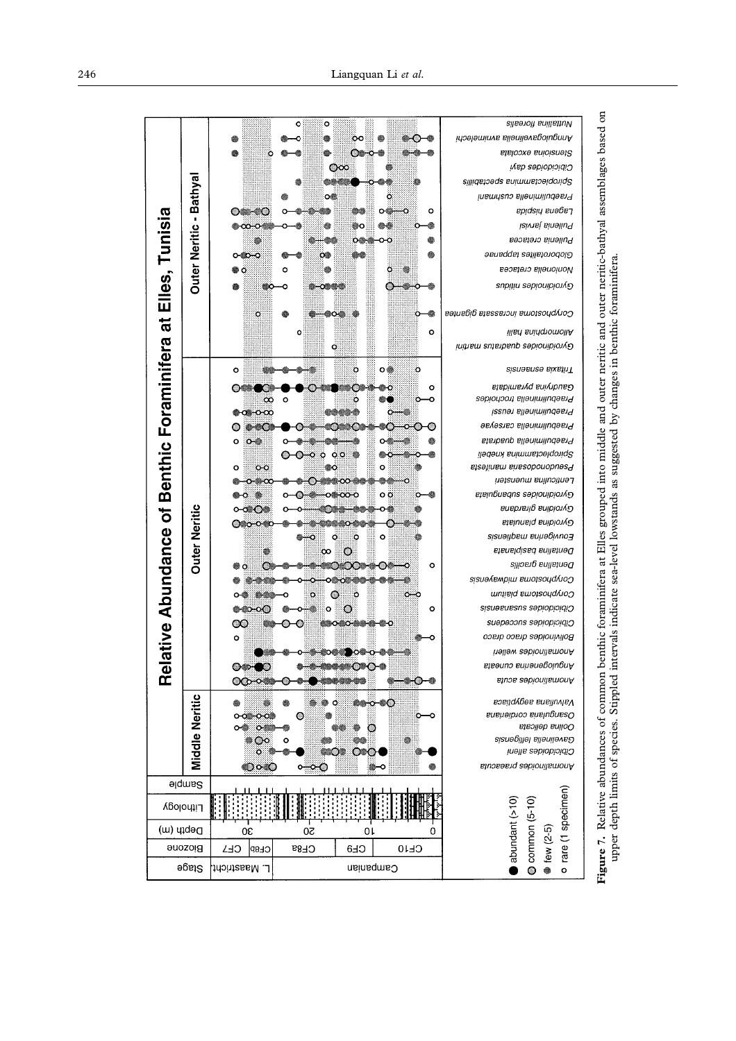**Figure 7.** Relative abundances of common benthic foraminifera at Elles grouped into middle and outer neritic and outer neritic-bathyal assemblages based on upper depth limits of species. Stippled intervals indicate sea-level lowstands as suggested by changes in benthic foraminifera.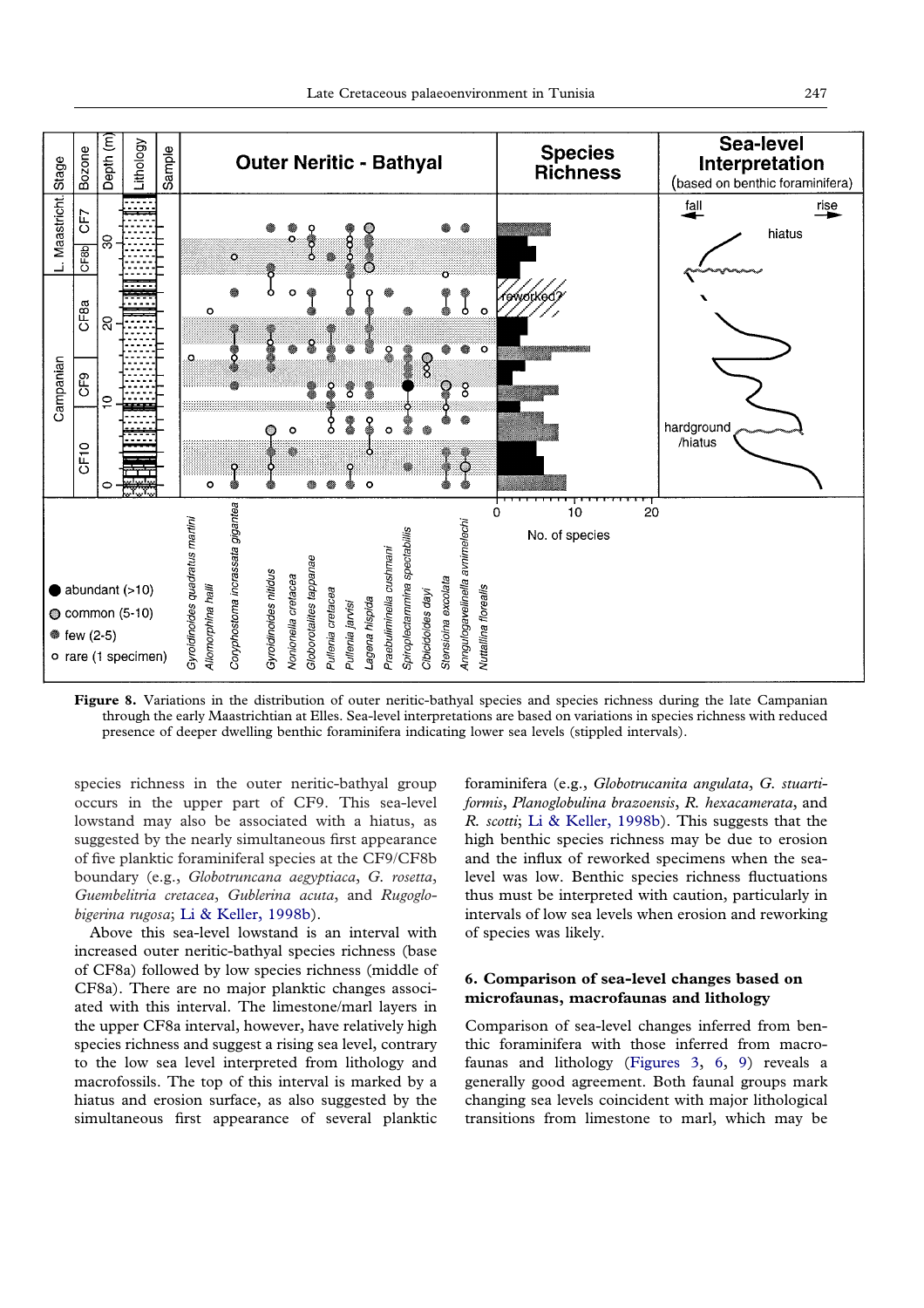Figure 8. Variations in the distribution of outer neritic-bathyal species and species richness during the late Campanian through the early Maastrichtian at Elles. Sea-level interpretations are based on variations in species richness with reduced presence of deeper dwelling benthic foraminifera indicating lower sea levels (stippled intervals).

species richness in the outer neritic-bathyal group occurs in the upper part of CF9. This sea-level lowstand may also be associated with a hiatus, as suggested by the nearly simultaneous first appearance of five planktic foraminiferal species at the CF9/CF8b boundary (e.g., *Globotruncana aegyptiaca*, *G. rosetta*, *Guembelitria cretacea*, *Gublerina acuta*, and *Rugoglobigerina rugosa*; Li & Keller, 1998b).

Above this sea-level lowstand is an interval with increased outer neritic-bathyal species richness (base of CF8a) followed by low species richness (middle of CF8a). There are no major planktic changes associated with this interval. The limestone/marl layers in the upper CF8a interval, however, have relatively high species richness and suggest a rising sea level, contrary to the low sea level interpreted from lithology and macrofossils. The top of this interval is marked by a hiatus and erosion surface, as also suggested by the simultaneous first appearance of several planktic foraminifera (e.g., *Globotrucanita angulata*, *G. stuartiformis*, *Planoglobulina brazoensis*, *R. hexacamerata*, and *R. scotti*; Li & Keller, 1998b). This suggests that the high benthic species richness may be due to erosion and the influx of reworked specimens when the sea-level was low. Benthic species richness fluctuations thus must be interpreted with caution, particularly in intervals of low sea levels when erosion and reworking of species was likely.

### 6. Comparison of sea-level changes based on microfaunas, macrofaunas and lithology

Comparison of sea-level changes inferred from benthic foraminifera with those inferred from macrofaunas and lithology (Figures 3, 6, 9) reveals a generally good agreement. Both faunal groups mark changing sea levels coincident with major lithological transitions from limestone to marl, which may be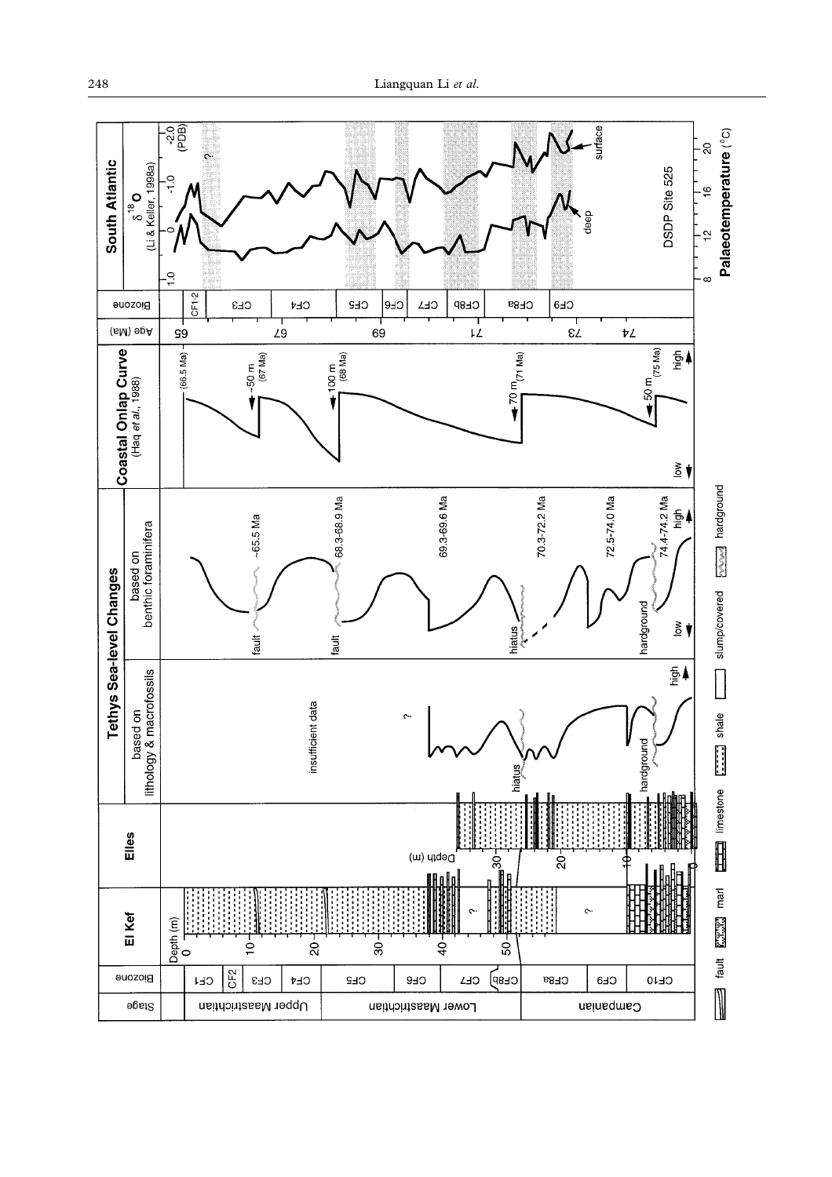**Stage:** Upper Maastrichtian, Lower Maastrichtian, Campanian

**Biozone:** CF1, CF2, CF3, CF4, CF5, CF6, CF7, CF8b, CF8a, CF9, CF10

**El Kef** — Depth (m): 0, 10, 20, 30, 40, 50

**Elles** — Depth (m): 0, 10, 20, 30

**Tethys Sea-level Changes**

based on lithology & macrofossils: insufficient data; ?; hiatus; hardground; low; high

based on benthic foraminifera: fault ~65.5 Ma; fault 68.3-68.9 Ma; 69.3-69.6 Ma; hiatus 70.3-72.2 Ma; 72.5-74.0 Ma; hardground 74.4-74.2 Ma; low; high

**Coastal Onlap Curve** (Haq *et al.*, 1988): (66.5 Ma); ~50 m (67 Ma); 100 m (68 Ma); 70 m (71 Ma); 50 m (75 Ma); low; high

**Age (Ma):** 65, 67, 69, 71, 73, 74

**Biozone:** CF1-2, CF3, CF4, CF5, CF6, CF7, CF8b, CF8a, CF9

**South Atlantic**

$\delta^{18}O$ (Li & Keller, 1998a): 1.0, 0, -1.0, -2.0 (PDB); ?; surface; deep

DSDP Site 525

**Palaeotemperature** (°C): 8, 12, 16, 20

Legend: fault; marl; limestone; shale; slump/covered; hardground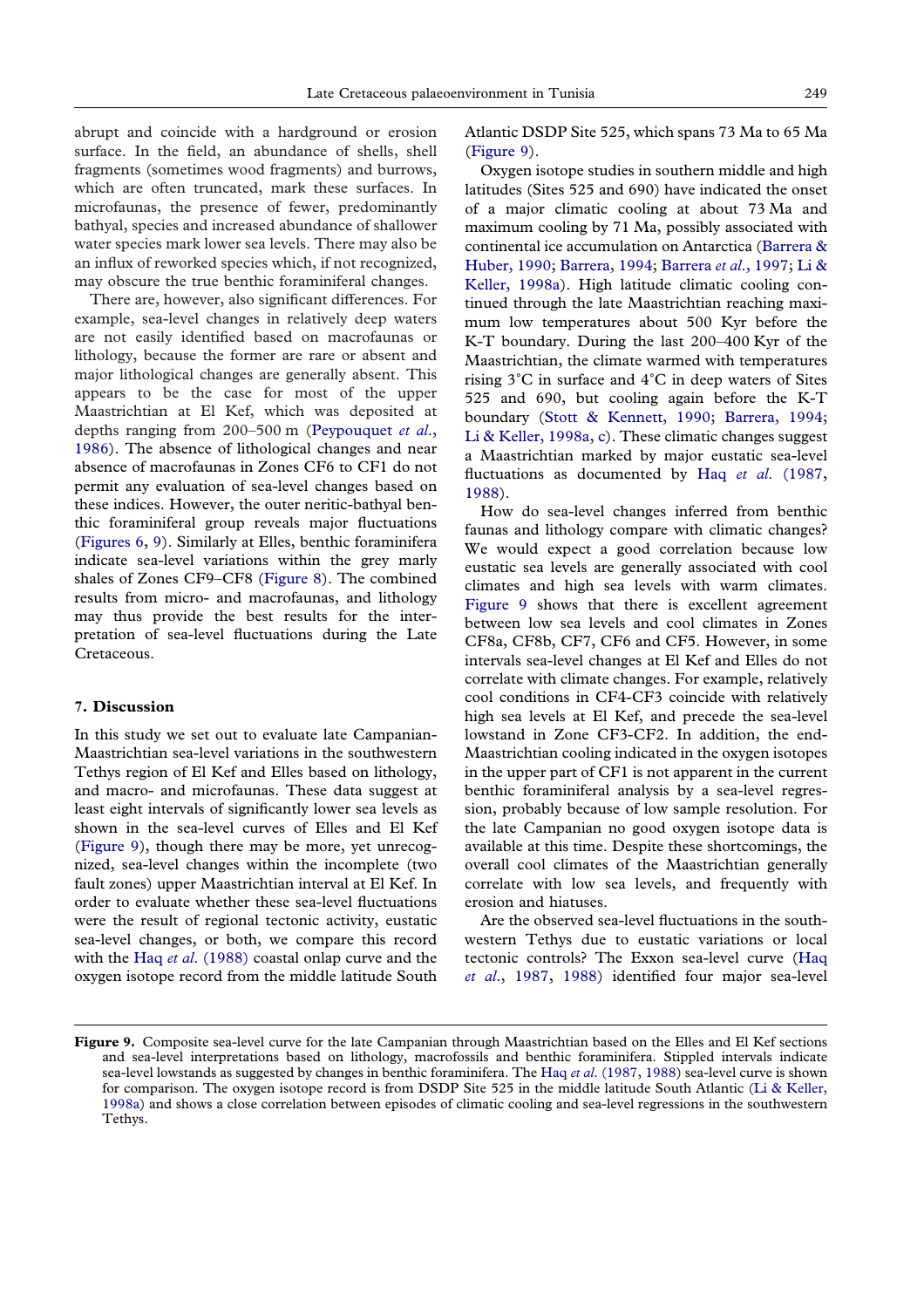abrupt and coincide with a hardground or erosion surface. In the field, an abundance of shells, shell fragments (sometimes wood fragments) and burrows, which are often truncated, mark these surfaces. In microfaunas, the presence of fewer, predominantly bathyal, species and increased abundance of shallower water species mark lower sea levels. There may also be an influx of reworked species which, if not recognized, may obscure the true benthic foraminiferal changes.

There are, however, also significant differences. For example, sea-level changes in relatively deep waters are not easily identified based on macrofaunas or lithology, because the former are rare or absent and major lithological changes are generally absent. This appears to be the case for most of the upper Maastrichtian at El Kef, which was deposited at depths ranging from 200–500 m (Peypouquet *et al.*, 1986). The absence of lithological changes and near absence of macrofaunas in Zones CF6 to CF1 do not permit any evaluation of sea-level changes based on these indices. However, the outer neritic-bathyal benthic foraminiferal group reveals major fluctuations (Figures 6, 9). Similarly at Elles, benthic foraminifera indicate sea-level variations within the grey marly shales of Zones CF9–CF8 (Figure 8). The combined results from micro- and macrofaunas, and lithology may thus provide the best results for the interpretation of sea-level fluctuations during the Late Cretaceous.

## 7. Discussion

In this study we set out to evaluate late Campanian-Maastrichtian sea-level variations in the southwestern Tethys region of El Kef and Elles based on lithology, and macro- and microfaunas. These data suggest at least eight intervals of significantly lower sea levels as shown in the sea-level curves of Elles and El Kef (Figure 9), though there may be more, yet unrecognized, sea-level changes within the incomplete (two fault zones) upper Maastrichtian interval at El Kef. In order to evaluate whether these sea-level fluctuations were the result of regional tectonic activity, eustatic sea-level changes, or both, we compare this record with the Haq *et al.* (1988) coastal onlap curve and the oxygen isotope record from the middle latitude South Atlantic DSDP Site 525, which spans 73 Ma to 65 Ma (Figure 9).

Oxygen isotope studies in southern middle and high latitudes (Sites 525 and 690) have indicated the onset of a major climatic cooling at about 73 Ma and maximum cooling by 71 Ma, possibly associated with continental ice accumulation on Antarctica (Barrera & Huber, 1990; Barrera, 1994; Barrera *et al.*, 1997; Li & Keller, 1998a). High latitude climatic cooling continued through the late Maastrichtian reaching maximum low temperatures about 500 Kyr before the K-T boundary. During the last 200–400 Kyr of the Maastrichtian, the climate warmed with temperatures rising 3°C in surface and 4°C in deep waters of Sites 525 and 690, but cooling again before the K-T boundary (Stott & Kennett, 1990; Barrera, 1994; Li & Keller, 1998a, c). These climatic changes suggest a Maastrichtian marked by major eustatic sea-level fluctuations as documented by Haq *et al.* (1987, 1988).

How do sea-level changes inferred from benthic faunas and lithology compare with climatic changes? We would expect a good correlation because low eustatic sea levels are generally associated with cool climates and high sea levels with warm climates. Figure 9 shows that there is excellent agreement between low sea levels and cool climates in Zones CF8a, CF8b, CF7, CF6 and CF5. However, in some intervals sea-level changes at El Kef and Elles do not correlate with climate changes. For example, relatively cool conditions in CF4-CF3 coincide with relatively high sea levels at El Kef, and precede the sea-level lowstand in Zone CF3-CF2. In addition, the end-Maastrichtian cooling indicated in the oxygen isotopes in the upper part of CF1 is not apparent in the current benthic foraminiferal analysis by a sea-level regression, probably because of low sample resolution. For the late Campanian no good oxygen isotope data is available at this time. Despite these shortcomings, the overall cool climates of the Maastrichtian generally correlate with low sea levels, and frequently with erosion and hiatuses.

Are the observed sea-level fluctuations in the southwestern Tethys due to eustatic variations or local tectonic controls? The Exxon sea-level curve (Haq *et al.*, 1987, 1988) identified four major sea-level

**Figure 9.** Composite sea-level curve for the late Campanian through Maastrichtian based on the Elles and El Kef sections and sea-level interpretations based on lithology, macrofossils and benthic foraminifera. Stippled intervals indicate sea-level lowstands as suggested by changes in benthic foraminifera. The Haq *et al.* (1987, 1988) sea-level curve is shown for comparison. The oxygen isotope record is from DSDP Site 525 in the middle latitude South Atlantic (Li & Keller, 1998a) and shows a close correlation between episodes of climatic cooling and sea-level regressions in the southwestern Tethys.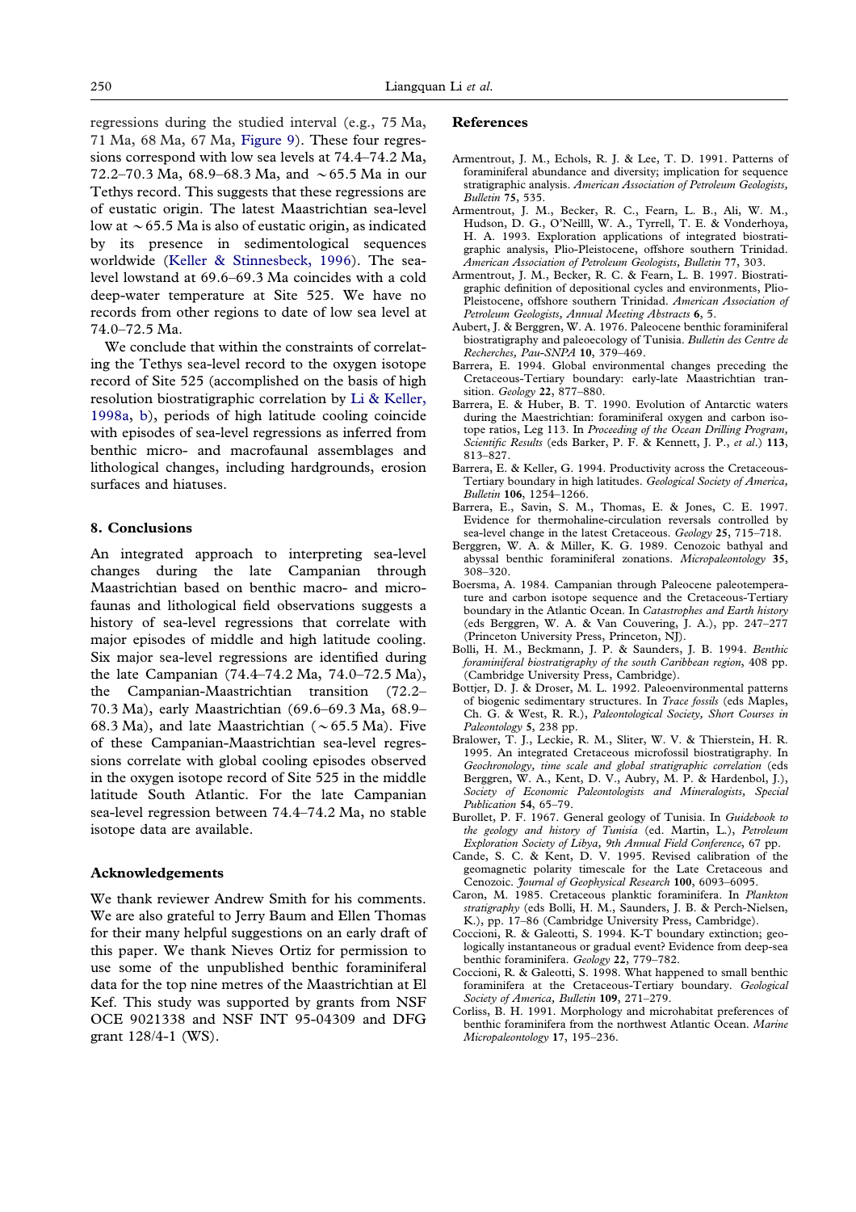regressions during the studied interval (e.g., 75 Ma, 71 Ma, 68 Ma, 67 Ma, Figure 9). These four regressions correspond with low sea levels at 74.4–74.2 Ma, 72.2–70.3 Ma, 68.9–68.3 Ma, and ~65.5 Ma in our Tethys record. This suggests that these regressions are of eustatic origin. The latest Maastrichtian sea-level low at ~65.5 Ma is also of eustatic origin, as indicated by its presence in sedimentological sequences worldwide (Keller & Stinnesbeck, 1996). The sea-level lowstand at 69.6–69.3 Ma coincides with a cold deep-water temperature at Site 525. We have no records from other regions to date of low sea level at 74.0–72.5 Ma.

We conclude that within the constraints of correlating the Tethys sea-level record to the oxygen isotope record of Site 525 (accomplished on the basis of high resolution biostratigraphic correlation by Li & Keller, 1998a, b), periods of high latitude cooling coincide with episodes of sea-level regressions as inferred from benthic micro- and macrofaunal assemblages and lithological changes, including hardgrounds, erosion surfaces and hiatuses.

## 8. Conclusions

An integrated approach to interpreting sea-level changes during the late Campanian through Maastrichtian based on benthic macro- and microfaunas and lithological field observations suggests a history of sea-level regressions that correlate with major episodes of middle and high latitude cooling. Six major sea-level regressions are identified during the late Campanian (74.4–74.2 Ma, 74.0–72.5 Ma), the Campanian-Maastrichtian transition (72.2–70.3 Ma), early Maastrichtian (69.6–69.3 Ma, 68.9–68.3 Ma), and late Maastrichtian (~65.5 Ma). Five of these Campanian-Maastrichtian sea-level regressions correlate with global cooling episodes observed in the oxygen isotope record of Site 525 in the middle latitude South Atlantic. For the late Campanian sea-level regression between 74.4–74.2 Ma, no stable isotope data are available.

## Acknowledgements

We thank reviewer Andrew Smith for his comments. We are also grateful to Jerry Baum and Ellen Thomas for their many helpful suggestions on an early draft of this paper. We thank Nieves Ortiz for permission to use some of the unpublished benthic foraminiferal data for the top nine metres of the Maastrichtian at El Kef. This study was supported by grants from NSF OCE 9021338 and NSF INT 95-04309 and DFG grant 128/4-1 (WS).

## References

Armentrout, J. M., Echols, R. J. & Lee, T. D. 1991. Patterns of foraminiferal abundance and diversity; implication for sequence stratigraphic analysis. *American Association of Petroleum Geologists, Bulletin* **75**, 535.

Armentrout, J. M., Becker, R. C., Fearn, L. B., Ali, W. M., Hudson, D. G., O'Neilll, W. A., Tyrrell, T. E. & Vonderhoya, H. A. 1993. Exploration applications of integrated biostratigraphic analysis, Plio-Pleistocene, offshore southern Trinidad. *American Association of Petroleum Geologists, Bulletin* **77**, 303.

Armentrout, J. M., Becker, R. C. & Fearn, L. B. 1997. Biostratigraphic definition of depositional cycles and environments, Plio-Pleistocene, offshore southern Trinidad. *American Association of Petroleum Geologists, Annual Meeting Abstracts* **6**, 5.

Aubert, J. & Berggren, W. A. 1976. Paleocene benthic foraminiferal biostratigraphy and paleoecology of Tunisia. *Bulletin des Centre de Recherches, Pau-SNPA* **10**, 379–469.

Barrera, E. 1994. Global environmental changes preceding the Cretaceous-Tertiary boundary: early-late Maastrichtian transition. *Geology* **22**, 877–880.

Barrera, E. & Huber, B. T. 1990. Evolution of Antarctic waters during the Maastrichtian: foraminifer oxygen and carbon isotope ratios, Leg 113. In *Proceeding of the Ocean Drilling Program, Scientific Results* (eds Barker, P. F. & Kennett, J. P., *et al.*) **113**, 813–827.

Barrera, E. & Keller, G. 1994. Productivity across the Cretaceous-Tertiary boundary in high latitudes. *Geological Society of America, Bulletin* **106**, 1254–1266.

Barrera, E., Savin, S. M., Thomas, E. & Jones, C. E. 1997. Evidence for thermohaline-circulation reversals controlled by sea-level change in the latest Cretaceous. *Geology* **25**, 715–718.

Berggren, W. A. & Miller, K. G. 1989. Cenozoic bathyal and abyssal benthic foraminiferal zonations. *Micropaleontology* **35**, 308–320.

Boersma, A. 1984. Campanian through Paleocene paleotemperature and carbon isotope sequence and the Cretaceous-Tertiary boundary in the Atlantic Ocean. In *Catastrophes and Earth history* (eds Berggren, W. A. & Van Couvering, J. A.), pp. 247–277 (Princeton University Press, Princeton, NJ).

Bolli, H. M., Beckmann, J. P. & Saunders, J. B. 1994. *Benthic foraminiferal biostratigraphy of the south Caribbean region*, 408 pp. (Cambridge University Press, Cambridge).

Bottjer, D. J. & Droser, M. L. 1992. Paleoenvironmental patterns of biogenic sedimentary structures. In *Trace fossils* (eds Maples, Ch. G. & West, R. R.), *Paleontological Society, Short Courses in Paleontology* **5**, 238 pp.

Bralower, T. J., Leckie, R. M., Sliter, W. V. & Thierstein, H. R. 1995. An integrated Cretaceous microfossil biostratigraphy. In *Geochronology, time scale and global stratigraphic correlation* (eds Berggren, W. A., Kent, D. V., Aubry, M. P. & Hardenbol, J.), *Society of Economic Paleontologists and Mineralogists, Special Publication* **54**, 65–79.

Burollet, P. F. 1967. General geology of Tunisia. In *Guidebook to the geology and history of Tunisia* (ed. Martin, L.), *Petroleum Exploration Society of Libya, 9th Annual Field Conference*, 67 pp.

Cande, S. C. & Kent, D. V. 1995. Revised calibration of the geomagnetic polarity timescale for the Late Cretaceous and Cenozoic. *Journal of Geophysical Research* **100**, 6093–6095.

Caron, M. 1985. Cretaceous planktic foraminifera. In *Plankton stratigraphy* (eds Bolli, H. M., Saunders, J. B. & Perch-Nielsen, K.), pp. 17–86 (Cambridge University Press, Cambridge).

Coccioni, R. & Galeotti, S. 1994. K-T boundary extinction; geologically instantaneous or gradual event? Evidence from deep-sea benthic foraminifera. *Geology* **22**, 779–782.

Coccioni, R. & Galeotti, S. 1998. What happened to small benthic foraminifera at the Cretaceous-Tertiary boundary. *Geological Society of America, Bulletin* **109**, 271–279.

Corliss, B. H. 1991. Morphology and microhabitat preferences of benthic foraminifera from the northwest Atlantic Ocean. *Marine Micropaleontology* **17**, 195–236.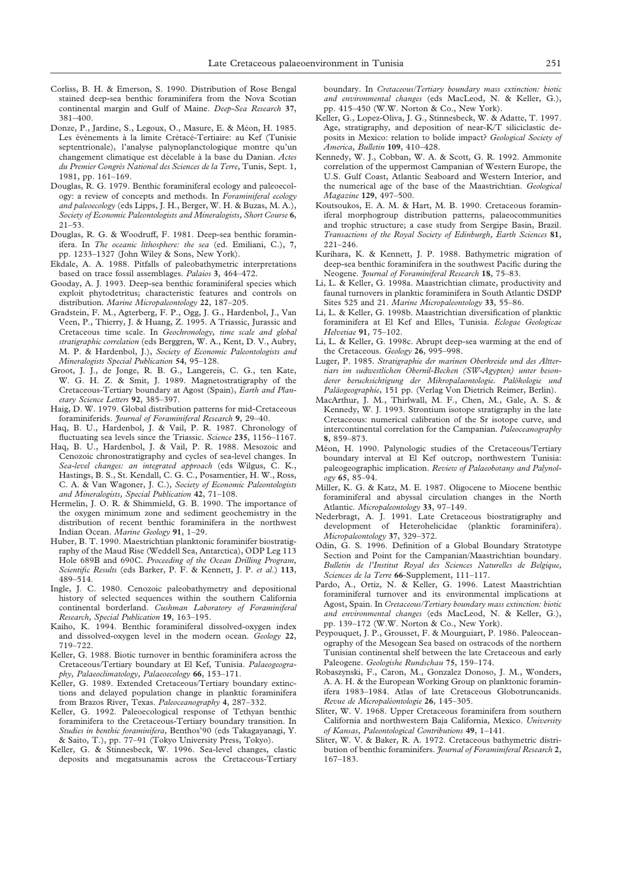Corliss, B. H. & Emerson, S. 1990. Distribution of Rose Bengal stained deep-sea benthic foraminifera from the Nova Scotian continental margin and Gulf of Maine. *Deep-Sea Research* **37**, 381–400.

Donze, P., Jardine, S., Legoux, O., Masure, E. & Méon, H. 1985. Les évènements à la limite Crétacé-Tertiaire: au Kef (Tunisie septentrionale), l'analyse palynoplanctologique montre qu'un changement climatique est décelable à la base du Danian. *Actes du Premier Congrès National des Sciences de la Terre*, Tunis, Sept. 1, 1981, pp. 161–169.

Douglas, R. G. 1979. Benthic foraminiferal ecology and paleoecology: a review of concepts and methods. In *Foraminiferal ecology and paleoecology* (eds Lipps, J. H., Berger, W. H. & Buzas, M. A.), *Society of Economic Paleontologists and Mineralogists, Short Course* **6**, 21–53.

Douglas, R. G. & Woodruff, F. 1981. Deep-sea benthic foraminifera. In *The oceanic lithosphere: the sea* (ed. Emiliani, C.), **7**, pp. 1233–1327 (John Wiley & Sons, New York).

Ekdale, A. A. 1988. Pitfalls of paleobathymetric interpretations based on trace fossil assemblages. *Palaios* **3**, 464–472.

Gooday, A. J. 1993. Deep-sea benthic foraminiferal species which exploit phytodetritus; characteristic features and controls on distribution. *Marine Micropaleontology* **22**, 187–205.

Gradstein, F. M., Agterberg, F. P., Ogg, J. G., Hardenbol, J., Van Veen, P., Thierry, J. & Huang, Z. 1995. A Triassic, Jurassic and Cretaceous time scale. In *Geochronology, time scale and global stratigraphic correlation* (eds Berggren, W. A., Kent, D. V., Aubry, M. P. & Hardenbol, J.), *Society of Economic Paleontologists and Mineralogists Special Publication* **54**, 95–128.

Groot, J. J., de Jonge, R. B. G., Langereis, C. G., ten Kate, W. G. H. Z. & Smit, J. 1989. Magnetostratigraphy of the Cretaceous-Tertiary boundary at Agost (Spain), *Earth and Planetary Science Letters* **92**, 385–397.

Haig, D. W. 1979. Global distribution patterns for mid-Cretaceous foraminiferids. *Journal of Foraminiferal Research* **9**, 29–40.

Haq, B. U., Hardenbol, J. & Vail, P. R. 1987. Chronology of fluctuating sea levels since the Triassic. *Science* **235**, 1156–1167.

Haq, B. U., Hardenbol, J. & Vail, P. R. 1988. Mesozoic and Cenozoic chronostratigraphy and cycles of sea-level changes. In *Sea-level changes: an integrated approach* (eds Wilgus, C. K., Hastings, B. S., St. Kendall, C. G. C., Posamentier, H. W., Ross, C. A. & Van Wagoner, J. C.), *Society of Economic Paleontologists and Mineralogists, Special Publication* **42**, 71–108.

Hermelin, J. O. R. & Shimmield, G. B. 1990. The importance of the oxygen minimum zone and sediment geochemistry in the distribution of recent benthic foraminifera in the northwest Indian Ocean. *Marine Geology* **91**, 1–29.

Huber, B. T. 1990. Maestrichtian planktonic foraminifer biostratigraphy of the Maud Rise (Weddell Sea, Antarctica), ODP Leg 113 Hole 689B and 690C. *Proceeding of the Ocean Drilling Program, Scientific Results* (eds Barker, P. F. & Kennett, J. P. *et al*.) **113**, 489–514.

Ingle, J. C. 1980. Cenozoic paleobathymetry and depositional history of selected sequences within the southern California continental borderland. *Cushman Laboratory of Foraminiferal Research, Special Publication* **19**, 163–195.

Kaiho, K. 1994. Benthic foraminiferal dissolved-oxygen index and dissolved-oxygen level in the modern ocean. *Geology* **22**, 719–722.

Keller, G. 1988. Biotic turnover in benthic foraminifera across the Cretaceous/Tertiary boundary at El Kef, Tunisia. *Palaeogeography, Palaeoclimatology, Palaeoecology* **66**, 153–171.

Keller, G. 1989. Extended Cretaceous/Tertiary boundary extinctions and delayed population change in planktic foraminifera from Brazos River, Texas. *Paleoceanography* **4**, 287–332.

Keller, G. 1992. Paleoecological response of Tethyan benthic foraminifera to the Cretaceous-Tertiary boundary transition. In *Studies in benthic foraminifera*, Benthos'90 (eds Takagayanagi, Y. & Saito, T.), pp. 77–91 (Tokyo University Press, Tokyo).

Keller, G. & Stinnesbeck, W. 1996. Sea-level changes, clastic deposits and megatsunamis across the Cretaceous-Tertiary boundary. In *Cretaceous/Tertiary boundary mass extinction: biotic and environmental changes* (eds MacLeod, N. & Keller, G.), pp. 415–450 (W.W. Norton & Co., New York).

Keller, G., Lopez-Oliva, J. G., Stinnesbeck, W. & Adatte, T. 1997. Age, stratigraphy, and deposition of near-K/T siliciclastic deposits in Mexico: relation to bolide impact? *Geological Society of America, Bulletin* **109**, 410–428.

Kennedy, W. J., Cobban, W. A. & Scott, G. R. 1992. Ammonite correlation of the uppermost Campanian of Western Europe, the U.S. Gulf Coast, Atlantic Seaboard and Western Interior, and the numerical age of the base of the Maastrichtian. *Geological Magazine* **129**, 497–500.

Koutsoukos, E. A. M. & Hart, M. B. 1990. Cretaceous foraminiferal morphogroup distribution patterns, palaeocommunities and trophic structure; a case study from Sergipe Basin, Brazil. *Transactions of the Royal Society of Edinburgh, Earth Sciences* **81**, 221–246.

Kurihara, K. & Kennett, J. P. 1988. Bathymetric migration of deep-sea benthic foraminifera in the southwest Pacific during the Neogene. *Journal of Foraminiferal Research* **18**, 75–83.

Li, L. & Keller, G. 1998a. Maastrichtian climate, productivity and faunal turnovers in planktic foraminifera in South Atlantic DSDP Sites 525 and 21. *Marine Micropaleontology* **33**, 55–86.

Li, L. & Keller, G. 1998b. Maastrichtian diversification of planktic foraminifera at El Kef and Elles, Tunisia. *Eclogae Geologicae Helvetiae* **91**, 75–102.

Li, L. & Keller, G. 1998c. Abrupt deep-sea warming at the end of the Cretaceous. *Geology* **26**, 995–998.

Luger, P. 1985. *Stratigraphie der marinen Oberkreide und des Alttertiars im sudwestlichen Obernil-Becken (SW-Agypten) unter besonderer berucksichtigung der Mikropalaontologie. Palökologie und Paläogeographie*, 151 pp. (Verlag Von Dietrich Reimer, Berlin).

MacArthur, J. M., Thirlwall, M. F., Chen, M., Gale, A. S. & Kennedy, W. J. 1993. Strontium isotope stratigraphy in the late Cretaceous: numerical calibration of the Sr isotope curve, and intercontinental correlation for the Campanian. *Paleoceanography* **8**, 859–873.

Méon, H. 1990. Palynologic studies of the Cretaceous/Tertiary boundary interval at El Kef outcrop, northwestern Tunisia: paleogeographic implication. *Review of Palaeobotany and Palynology* **65**, 85–94.

Miller, K. G. & Katz, M. E. 1987. Oligocene to Miocene benthic foraminiferal and abyssal circulation changes in the North Atlantic. *Micropaleontology* **33**, 97–149.

Nederbragt, A. J. 1991. Late Cretaceous biostratigraphy and development of Heterohelicidae (planktic foraminifera). *Micropaleontology* **37**, 329–372.

Odin, G. S. 1996. Definition of a Global Boundary Stratotype Section and Point for the Campanian/Maastrichtian boundary. *Bulletin de l'Institut Royal des Sciences Naturelles de Belgique, Sciences de la Terre* **66**-Supplement, 111–117.

Pardo, A., Ortiz, N. & Keller, G. 1996. Latest Maastrichtian foraminiferal turnover and its environmental implications at Agost, Spain. In *Cretaceous/Tertiary boundary mass extinction: biotic and environmental changes* (eds MacLeod, N. & Keller, G.), pp. 139–172 (W.W. Norton & Co., New York).

Peypouquet, J. P., Grousset, F. & Mourguiart, P. 1986. Paleoceanography of the Mesogean Sea based on ostracods of the northern Tunisian continental shelf between the late Cretaceous and early Paleogene. *Geologishe Rundschau* **75**, 159–174.

Robaszynski, F., Caron, M., Gonzalez Donoso, J. M., Wonders, A. A. H. & the European Working Group on planktonic foraminifera 1983–1984. Atlas of late Cretaceous Globotruncanids. *Revue de Micropaléontologie* **26**, 145–305.

Sliter, W. V. 1968. Upper Cretaceous foraminifera from southern California and northwestern Baja California, Mexico. *University of Kansas, Paleontological Contributions* **49**, 1–141.

Sliter, W. V. & Baker, R. A. 1972. Cretaceous bathymetric distribution of benthic foraminifers. *Journal of Foraminiferal Research* **2**, 167–183.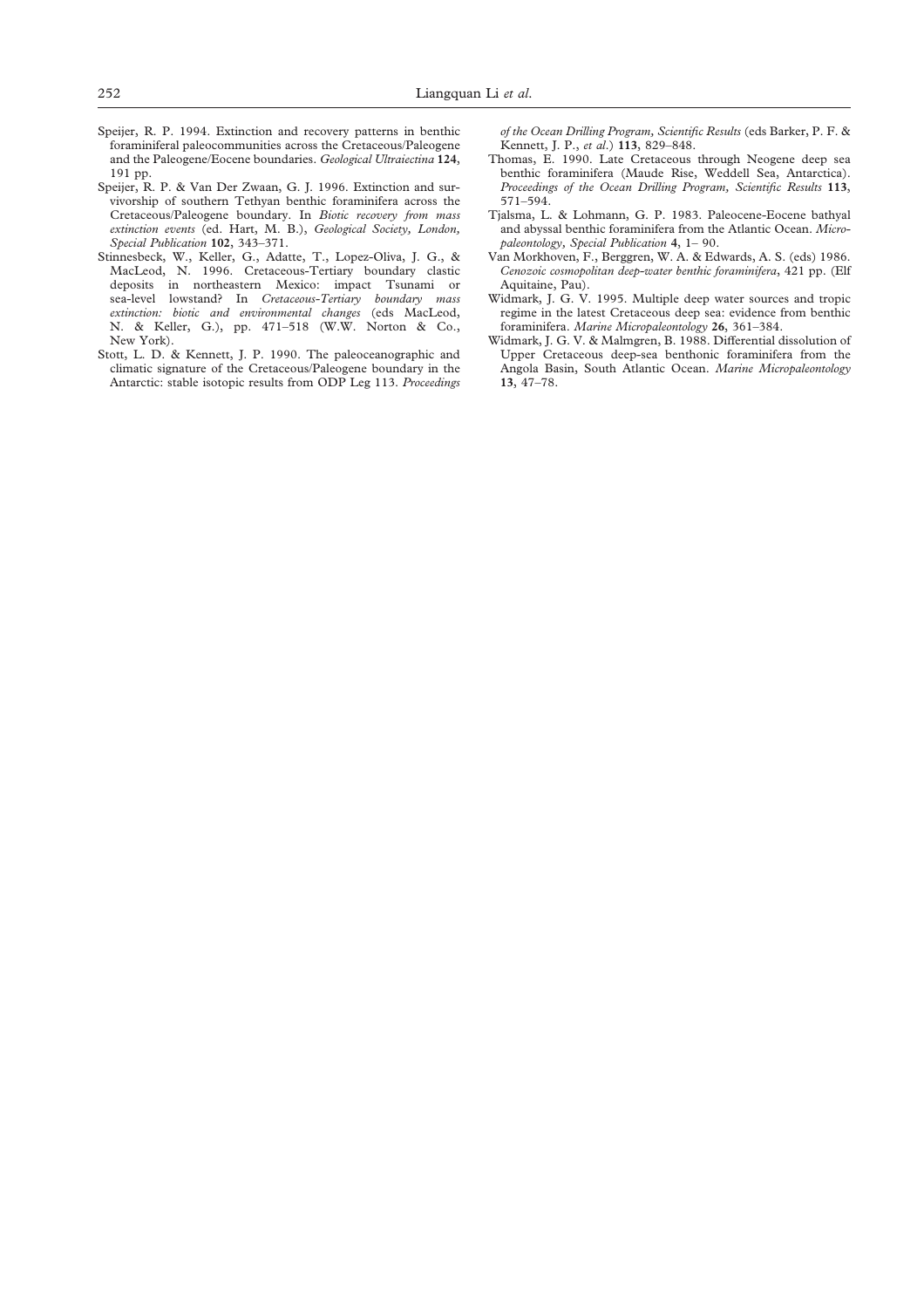Speijer, R. P. 1994. Extinction and recovery patterns in benthic foraminiferal paleocommunities across the Cretaceous/Paleogene and the Paleogene/Eocene boundaries. *Geological Ultraiectina* **124**, 191 pp.

Speijer, R. P. & Van Der Zwaan, G. J. 1996. Extinction and survivorship of southern Tethyan benthic foraminifera across the Cretaceous/Paleogene boundary. In *Biotic recovery from mass extinction events* (ed. Hart, M. B.), *Geological Society, London, Special Publication* **102**, 343–371.

Stinnesbeck, W., Keller, G., Adatte, T., Lopez-Oliva, J. G., & MacLeod, N. 1996. Cretaceous-Tertiary boundary clastic deposits in northeastern Mexico: impact Tsunami or sea-level lowstand? In *Cretaceous-Tertiary boundary mass extinction: biotic and environmental changes* (eds MacLeod, N. & Keller, G.), pp. 471–518 (W.W. Norton & Co., New York).

Stott, L. D. & Kennett, J. P. 1990. The paleoceanographic and climatic signature of the Cretaceous/Paleogene boundary in the Antarctic: stable isotopic results from ODP Leg 113. *Proceedings of the Ocean Drilling Program, Scientific Results* (eds Barker, P. F. & Kennett, J. P., *et al.*) **113**, 829–848.

Thomas, E. 1990. Late Cretaceous through Neogene deep sea benthic foraminifera (Maude Rise, Weddell Sea, Antarctica). *Proceedings of the Ocean Drilling Program, Scientific Results* **113**, 571–594.

Tjalsma, L. & Lohmann, G. P. 1983. Paleocene-Eocene bathyal and abyssal benthic foraminifera from the Atlantic Ocean. *Micropaleontology, Special Publication* **4**, 1– 90.

Van Morkhoven, F., Berggren, W. A. & Edwards, A. S. (eds) 1986. *Cenozoic cosmopolitan deep-water benthic foraminifera*, 421 pp. (Elf Aquitaine, Pau).

Widmark, J. G. V. 1995. Multiple deep water sources and tropic regime in the latest Cretaceous deep sea: evidence from benthic foraminifera. *Marine Micropaleontology* **26**, 361–384.

Widmark, J. G. V. & Malmgren, B. 1988. Differential dissolution of Upper Cretaceous deep-sea benthonic foraminifera from the Angola Basin, South Atlantic Ocean. *Marine Micropaleontology* **13**, 47–78.